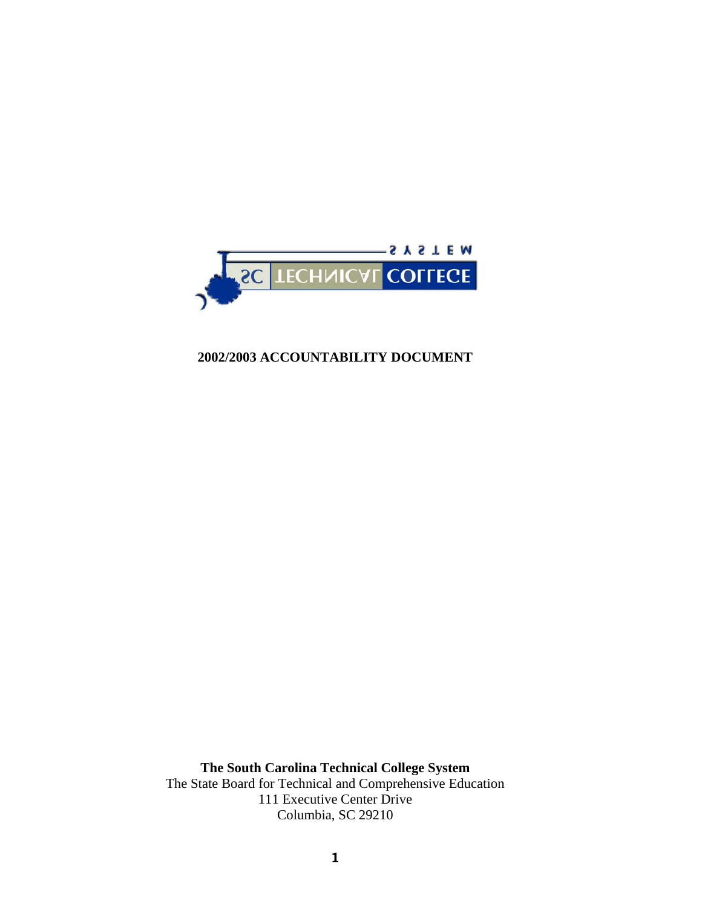# 2002/2003 ACCOUNTABILITY DOCUMENT

**The South Carolina Technical College System**
The State Board for Technical and Comprehensive Education
111 Executive Center Drive
Columbia, SC 29210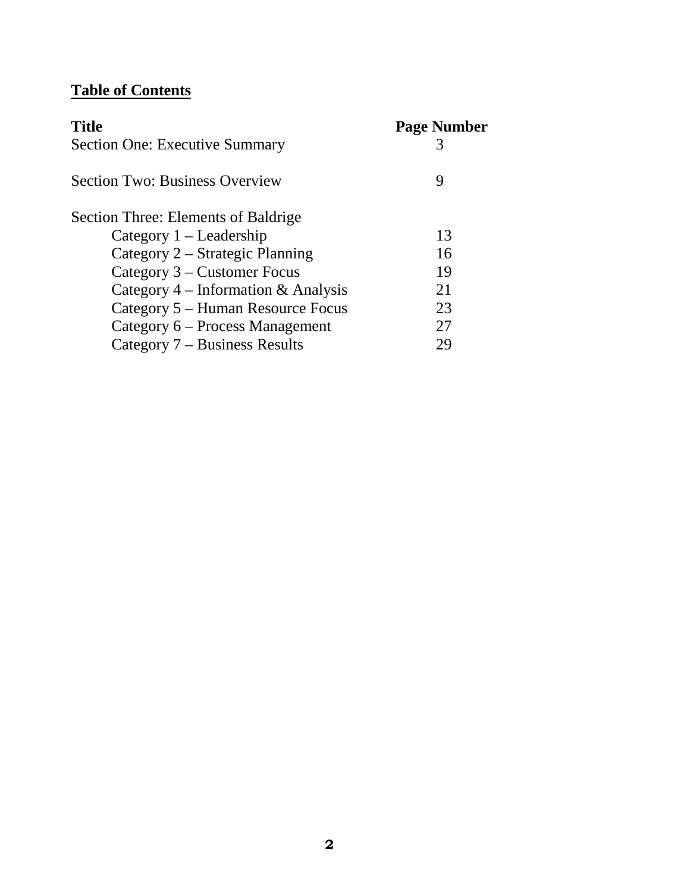## **Table of Contents**

| **Title** | **Page Number** |
|---|---|
| Section One: Executive Summary | 3 |
| Section Two: Business Overview | 9 |
| Section Three: Elements of Baldrige | |
| Category 1 – Leadership | 13 |
| Category 2 – Strategic Planning | 16 |
| Category 3 – Customer Focus | 19 |
| Category 4 – Information & Analysis | 21 |
| Category 5 – Human Resource Focus | 23 |
| Category 6 – Process Management | 27 |
| Category 7 – Business Results | 29 |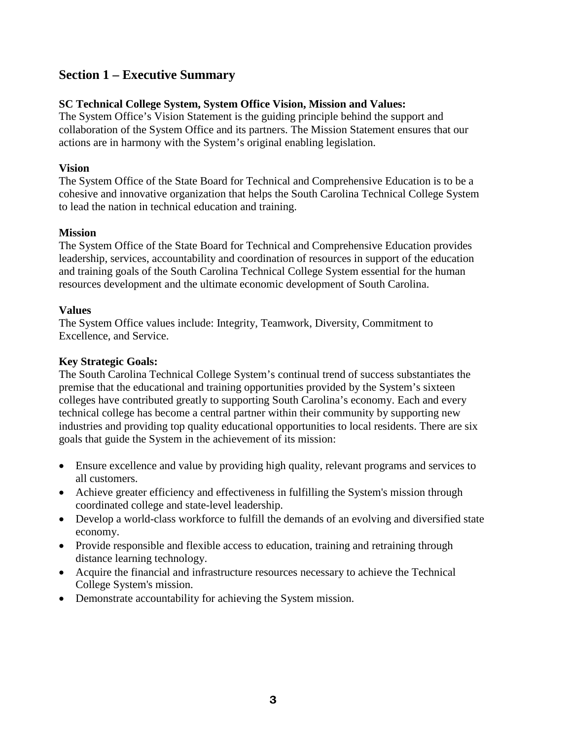## Section 1 – Executive Summary

**SC Technical College System, System Office Vision, Mission and Values:**
The System Office's Vision Statement is the guiding principle behind the support and collaboration of the System Office and its partners. The Mission Statement ensures that our actions are in harmony with the System's original enabling legislation.

**Vision**
The System Office of the State Board for Technical and Comprehensive Education is to be a cohesive and innovative organization that helps the South Carolina Technical College System to lead the nation in technical education and training.

**Mission**
The System Office of the State Board for Technical and Comprehensive Education provides leadership, services, accountability and coordination of resources in support of the education and training goals of the South Carolina Technical College System essential for the human resources development and the ultimate economic development of South Carolina.

**Values**
The System Office values include: Integrity, Teamwork, Diversity, Commitment to Excellence, and Service.

**Key Strategic Goals:**
The South Carolina Technical College System's continual trend of success substantiates the premise that the educational and training opportunities provided by the System's sixteen colleges have contributed greatly to supporting South Carolina's economy. Each and every technical college has become a central partner within their community by supporting new industries and providing top quality educational opportunities to local residents. There are six goals that guide the System in the achievement of its mission:

- Ensure excellence and value by providing high quality, relevant programs and services to all customers.
- Achieve greater efficiency and effectiveness in fulfilling the System's mission through coordinated college and state-level leadership.
- Develop a world-class workforce to fulfill the demands of an evolving and diversified state economy.
- Provide responsible and flexible access to education, training and retraining through distance learning technology.
- Acquire the financial and infrastructure resources necessary to achieve the Technical College System's mission.
- Demonstrate accountability for achieving the System mission.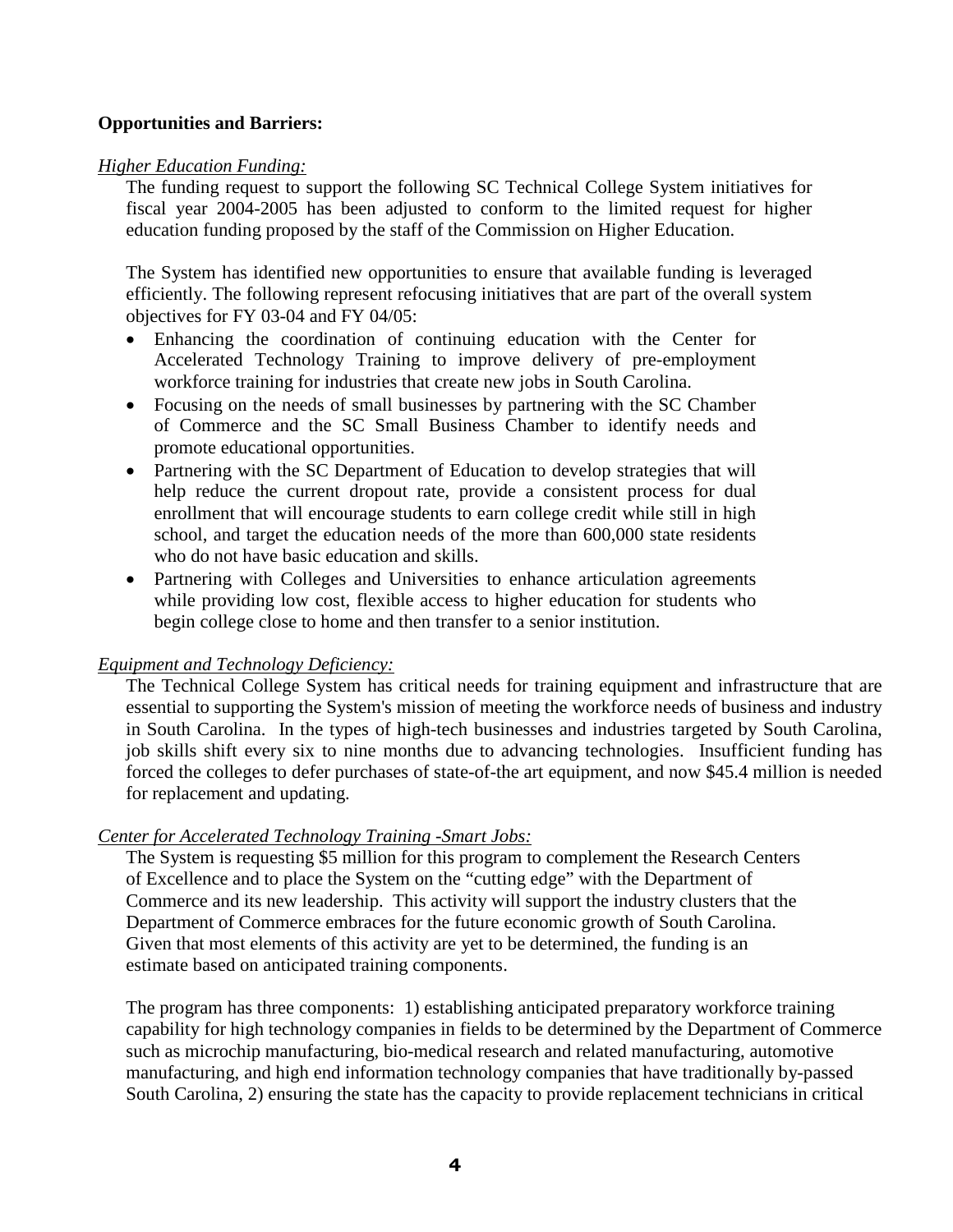**Opportunities and Barriers:**

*Higher Education Funding:*

The funding request to support the following SC Technical College System initiatives for fiscal year 2004-2005 has been adjusted to conform to the limited request for higher education funding proposed by the staff of the Commission on Higher Education.

The System has identified new opportunities to ensure that available funding is leveraged efficiently. The following represent refocusing initiatives that are part of the overall system objectives for FY 03-04 and FY 04/05:

- Enhancing the coordination of continuing education with the Center for Accelerated Technology Training to improve delivery of pre-employment workforce training for industries that create new jobs in South Carolina.
- Focusing on the needs of small businesses by partnering with the SC Chamber of Commerce and the SC Small Business Chamber to identify needs and promote educational opportunities.
- Partnering with the SC Department of Education to develop strategies that will help reduce the current dropout rate, provide a consistent process for dual enrollment that will encourage students to earn college credit while still in high school, and target the education needs of the more than 600,000 state residents who do not have basic education and skills.
- Partnering with Colleges and Universities to enhance articulation agreements while providing low cost, flexible access to higher education for students who begin college close to home and then transfer to a senior institution.

*Equipment and Technology Deficiency:*

The Technical College System has critical needs for training equipment and infrastructure that are essential to supporting the System's mission of meeting the workforce needs of business and industry in South Carolina. In the types of high-tech businesses and industries targeted by South Carolina, job skills shift every six to nine months due to advancing technologies. Insufficient funding has forced the colleges to defer purchases of state-of-the art equipment, and now $45.4 million is needed for replacement and updating.

*Center for Accelerated Technology Training -Smart Jobs:*

The System is requesting $5 million for this program to complement the Research Centers of Excellence and to place the System on the "cutting edge" with the Department of Commerce and its new leadership. This activity will support the industry clusters that the Department of Commerce embraces for the future economic growth of South Carolina. Given that most elements of this activity are yet to be determined, the funding is an estimate based on anticipated training components.

The program has three components: 1) establishing anticipated preparatory workforce training capability for high technology companies in fields to be determined by the Department of Commerce such as microchip manufacturing, bio-medical research and related manufacturing, automotive manufacturing, and high end information technology companies that have traditionally by-passed South Carolina, 2) ensuring the state has the capacity to provide replacement technicians in critical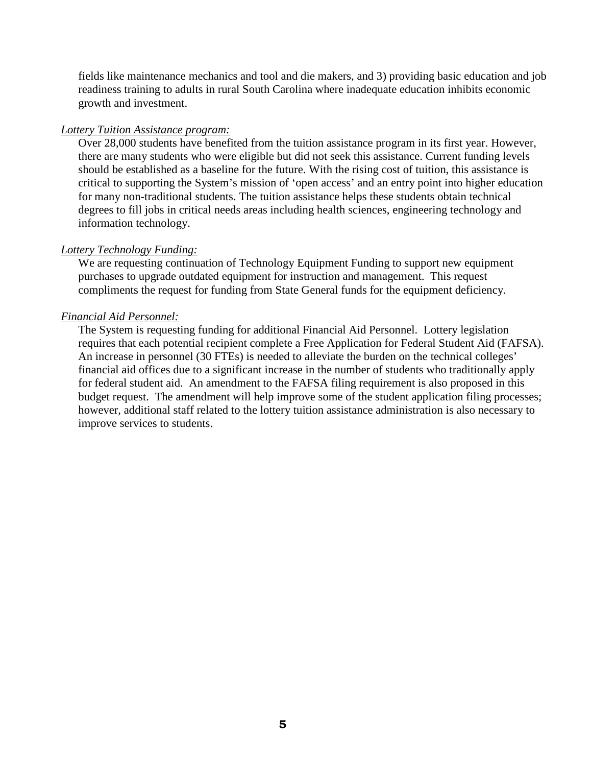fields like maintenance mechanics and tool and die makers, and 3) providing basic education and job readiness training to adults in rural South Carolina where inadequate education inhibits economic growth and investment.

*Lottery Tuition Assistance program:*

Over 28,000 students have benefited from the tuition assistance program in its first year. However, there are many students who were eligible but did not seek this assistance. Current funding levels should be established as a baseline for the future. With the rising cost of tuition, this assistance is critical to supporting the System's mission of 'open access' and an entry point into higher education for many non-traditional students. The tuition assistance helps these students obtain technical degrees to fill jobs in critical needs areas including health sciences, engineering technology and information technology.

*Lottery Technology Funding:*

We are requesting continuation of Technology Equipment Funding to support new equipment purchases to upgrade outdated equipment for instruction and management. This request compliments the request for funding from State General funds for the equipment deficiency.

*Financial Aid Personnel:*

The System is requesting funding for additional Financial Aid Personnel. Lottery legislation requires that each potential recipient complete a Free Application for Federal Student Aid (FAFSA). An increase in personnel (30 FTEs) is needed to alleviate the burden on the technical colleges' financial aid offices due to a significant increase in the number of students who traditionally apply for federal student aid. An amendment to the FAFSA filing requirement is also proposed in this budget request. The amendment will help improve some of the student application filing processes; however, additional staff related to the lottery tuition assistance administration is also necessary to improve services to students.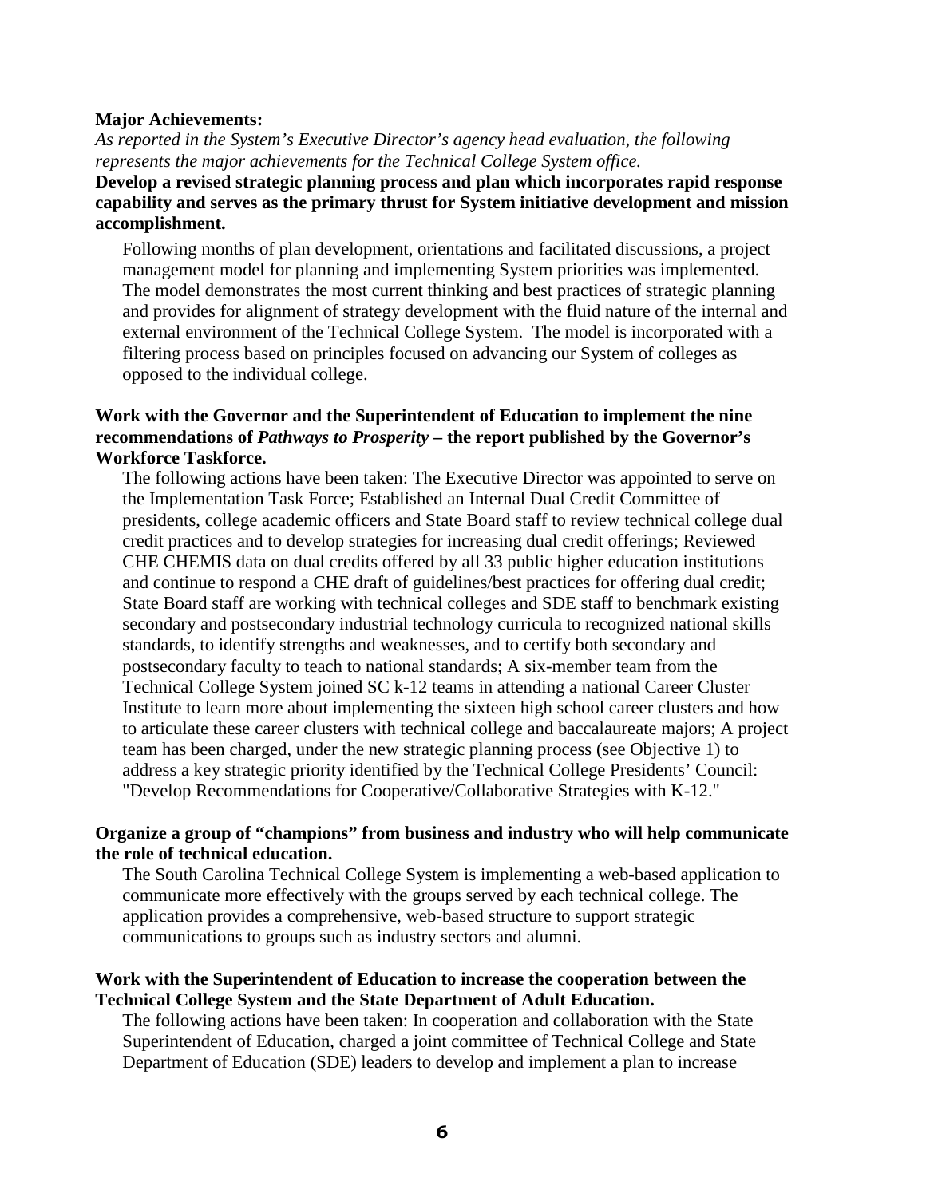**Major Achievements:**

*As reported in the System's Executive Director's agency head evaluation, the following represents the major achievements for the Technical College System office.*

**Develop a revised strategic planning process and plan which incorporates rapid response capability and serves as the primary thrust for System initiative development and mission accomplishment.**

Following months of plan development, orientations and facilitated discussions, a project management model for planning and implementing System priorities was implemented. The model demonstrates the most current thinking and best practices of strategic planning and provides for alignment of strategy development with the fluid nature of the internal and external environment of the Technical College System. The model is incorporated with a filtering process based on principles focused on advancing our System of colleges as opposed to the individual college.

**Work with the Governor and the Superintendent of Education to implement the nine recommendations of *Pathways to Prosperity* – the report published by the Governor's Workforce Taskforce.**

The following actions have been taken: The Executive Director was appointed to serve on the Implementation Task Force; Established an Internal Dual Credit Committee of presidents, college academic officers and State Board staff to review technical college dual credit practices and to develop strategies for increasing dual credit offerings; Reviewed CHE CHEMIS data on dual credits offered by all 33 public higher education institutions and continue to respond a CHE draft of guidelines/best practices for offering dual credit; State Board staff are working with technical colleges and SDE staff to benchmark existing secondary and postsecondary industrial technology curricula to recognized national skills standards, to identify strengths and weaknesses, and to certify both secondary and postsecondary faculty to teach to national standards; A six-member team from the Technical College System joined SC k-12 teams in attending a national Career Cluster Institute to learn more about implementing the sixteen high school career clusters and how to articulate these career clusters with technical college and baccalaureate majors; A project team has been charged, under the new strategic planning process (see Objective 1) to address a key strategic priority identified by the Technical College Presidents' Council: "Develop Recommendations for Cooperative/Collaborative Strategies with K-12."

**Organize a group of "champions" from business and industry who will help communicate the role of technical education.**

The South Carolina Technical College System is implementing a web-based application to communicate more effectively with the groups served by each technical college. The application provides a comprehensive, web-based structure to support strategic communications to groups such as industry sectors and alumni.

**Work with the Superintendent of Education to increase the cooperation between the Technical College System and the State Department of Adult Education.**

The following actions have been taken: In cooperation and collaboration with the State Superintendent of Education, charged a joint committee of Technical College and State Department of Education (SDE) leaders to develop and implement a plan to increase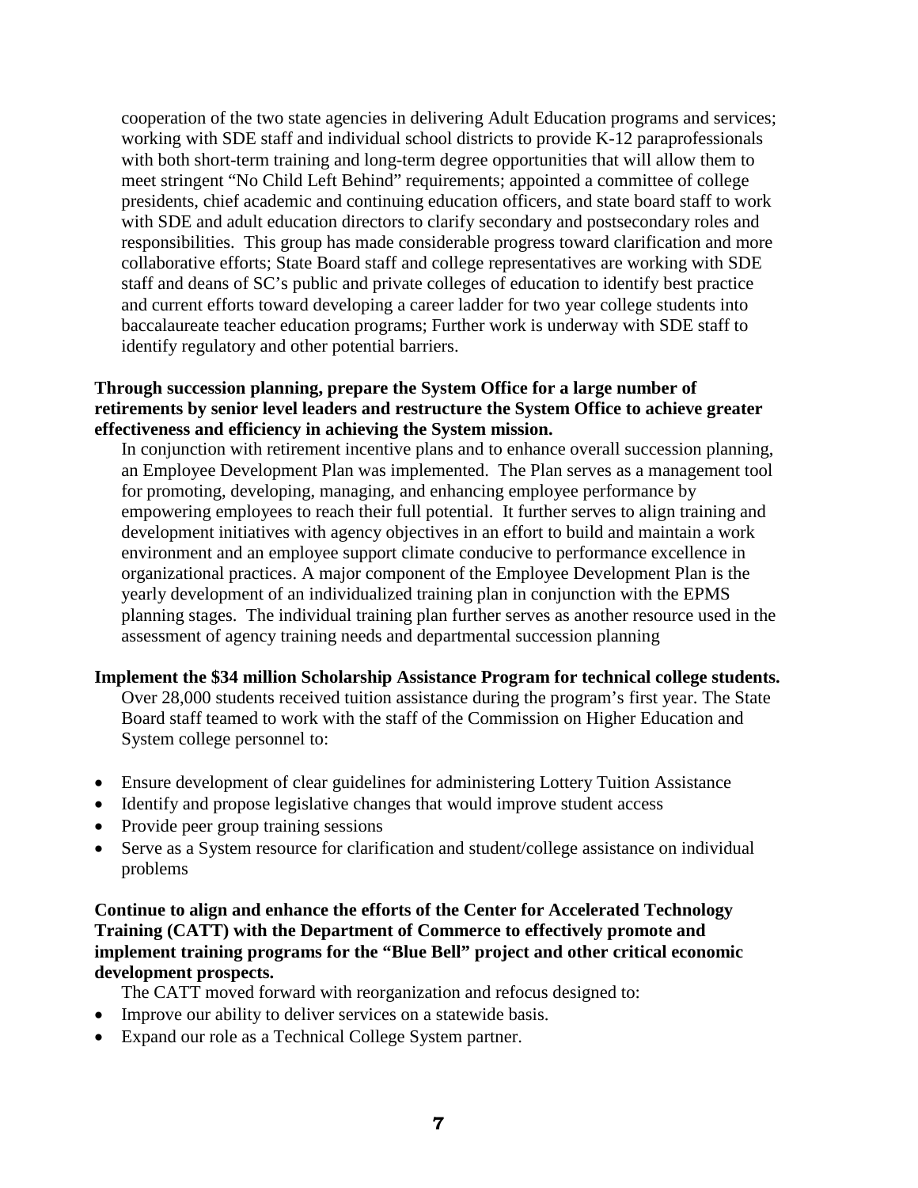cooperation of the two state agencies in delivering Adult Education programs and services; working with SDE staff and individual school districts to provide K-12 paraprofessionals with both short-term training and long-term degree opportunities that will allow them to meet stringent "No Child Left Behind" requirements; appointed a committee of college presidents, chief academic and continuing education officers, and state board staff to work with SDE and adult education directors to clarify secondary and postsecondary roles and responsibilities. This group has made considerable progress toward clarification and more collaborative efforts; State Board staff and college representatives are working with SDE staff and deans of SC's public and private colleges of education to identify best practice and current efforts toward developing a career ladder for two year college students into baccalaureate teacher education programs; Further work is underway with SDE staff to identify regulatory and other potential barriers.

**Through succession planning, prepare the System Office for a large number of retirements by senior level leaders and restructure the System Office to achieve greater effectiveness and efficiency in achieving the System mission.**

In conjunction with retirement incentive plans and to enhance overall succession planning, an Employee Development Plan was implemented. The Plan serves as a management tool for promoting, developing, managing, and enhancing employee performance by empowering employees to reach their full potential. It further serves to align training and development initiatives with agency objectives in an effort to build and maintain a work environment and an employee support climate conducive to performance excellence in organizational practices. A major component of the Employee Development Plan is the yearly development of an individualized training plan in conjunction with the EPMS planning stages. The individual training plan further serves as another resource used in the assessment of agency training needs and departmental succession planning

**Implement the $34 million Scholarship Assistance Program for technical college students.**

Over 28,000 students received tuition assistance during the program's first year. The State Board staff teamed to work with the staff of the Commission on Higher Education and System college personnel to:

- Ensure development of clear guidelines for administering Lottery Tuition Assistance
- Identify and propose legislative changes that would improve student access
- Provide peer group training sessions
- Serve as a System resource for clarification and student/college assistance on individual problems

**Continue to align and enhance the efforts of the Center for Accelerated Technology Training (CATT) with the Department of Commerce to effectively promote and implement training programs for the "Blue Bell" project and other critical economic development prospects.**

The CATT moved forward with reorganization and refocus designed to:

- Improve our ability to deliver services on a statewide basis.
- Expand our role as a Technical College System partner.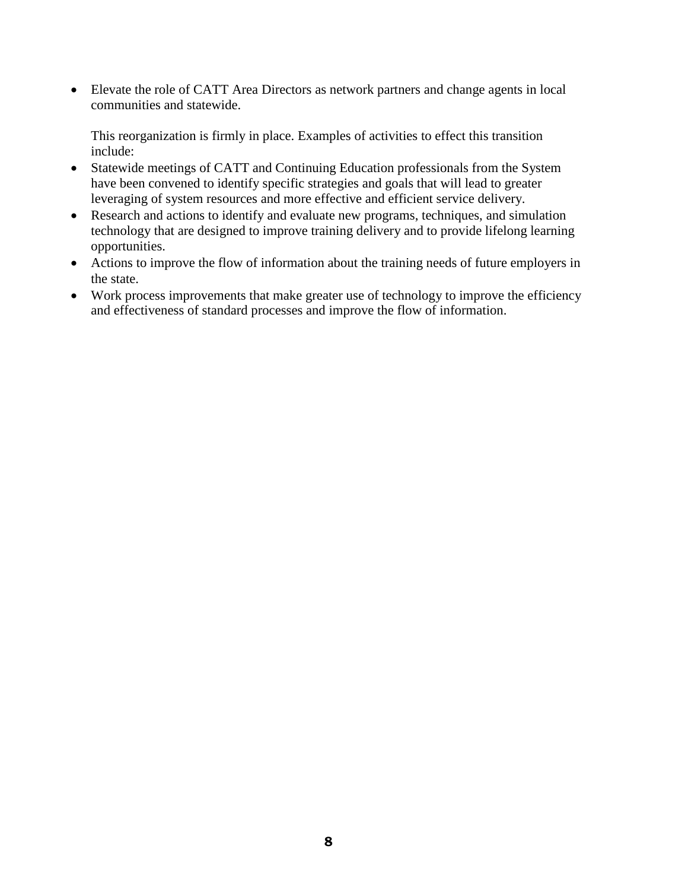- Elevate the role of CATT Area Directors as network partners and change agents in local communities and statewide.

  This reorganization is firmly in place. Examples of activities to effect this transition include:

- Statewide meetings of CATT and Continuing Education professionals from the System have been convened to identify specific strategies and goals that will lead to greater leveraging of system resources and more effective and efficient service delivery.
- Research and actions to identify and evaluate new programs, techniques, and simulation technology that are designed to improve training delivery and to provide lifelong learning opportunities.
- Actions to improve the flow of information about the training needs of future employers in the state.
- Work process improvements that make greater use of technology to improve the efficiency and effectiveness of standard processes and improve the flow of information.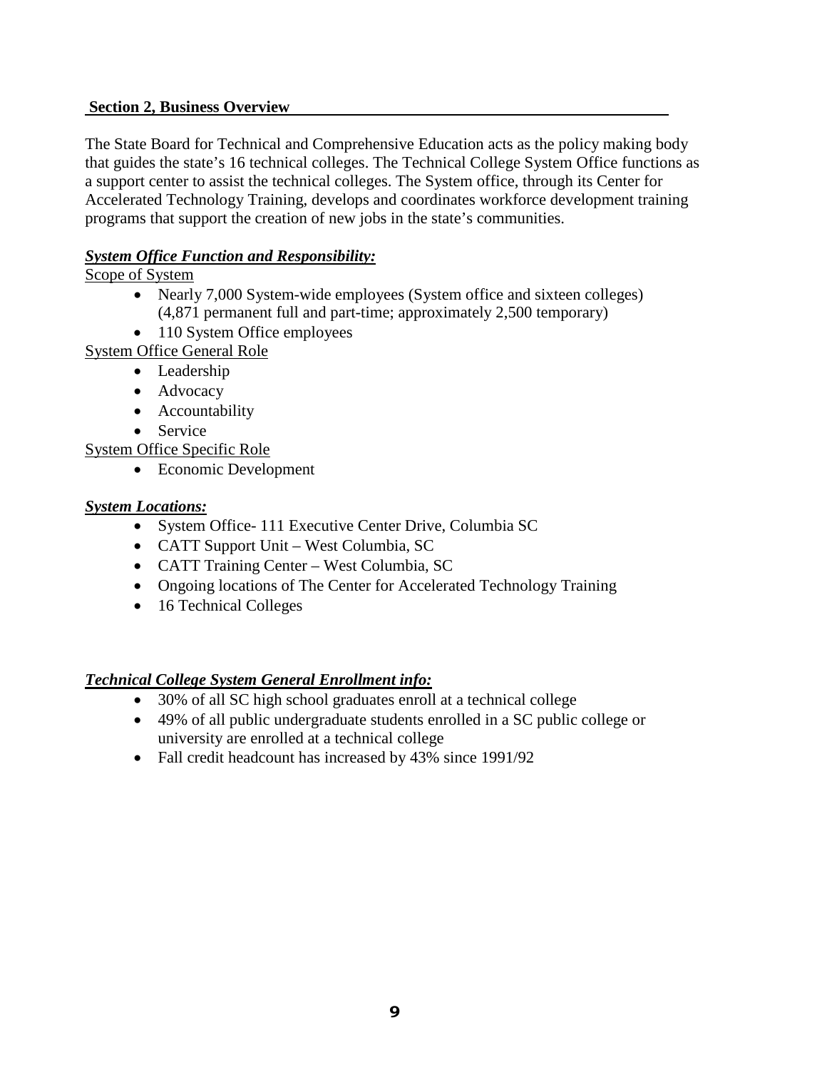## Section 2, Business Overview

The State Board for Technical and Comprehensive Education acts as the policy making body that guides the state's 16 technical colleges. The Technical College System Office functions as a support center to assist the technical colleges. The System office, through its Center for Accelerated Technology Training, develops and coordinates workforce development training programs that support the creation of new jobs in the state's communities.

### ***System Office Function and Responsibility:***

Scope of System

- Nearly 7,000 System-wide employees (System office and sixteen colleges) (4,871 permanent full and part-time; approximately 2,500 temporary)
- 110 System Office employees

System Office General Role

- Leadership
- Advocacy
- Accountability
- Service

System Office Specific Role

- Economic Development

### ***System Locations:***

- System Office- 111 Executive Center Drive, Columbia SC
- CATT Support Unit – West Columbia, SC
- CATT Training Center – West Columbia, SC
- Ongoing locations of The Center for Accelerated Technology Training
- 16 Technical Colleges

### ***Technical College System General Enrollment info:***

- 30% of all SC high school graduates enroll at a technical college
- 49% of all public undergraduate students enrolled in a SC public college or university are enrolled at a technical college
- Fall credit headcount has increased by 43% since 1991/92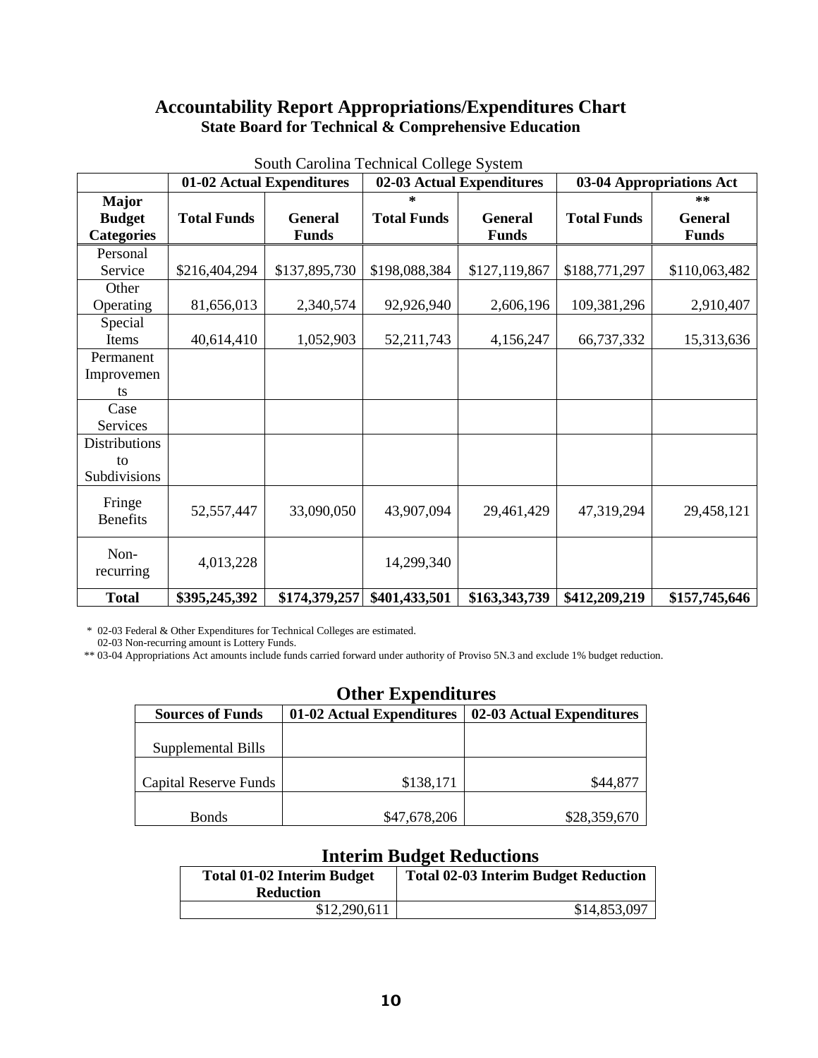## Accountability Report Appropriations/Expenditures Chart

### State Board for Technical & Comprehensive Education

South Carolina Technical College System

| | 01-02 Actual Expenditures | | 02-03 Actual Expenditures | | 03-04 Appropriations Act | |
|---|---|---|---|---|---|---|
| **Major Budget Categories** | **Total Funds** | **General Funds** | * **Total Funds** | **General Funds** | **Total Funds** | ** **General Funds** |
| Personal Service | $216,404,294 | $137,895,730 | $198,088,384 | $127,119,867 | $188,771,297 | $110,063,482 |
| Other Operating | 81,656,013 | 2,340,574 | 92,926,940 | 2,606,196 | 109,381,296 | 2,910,407 |
| Special Items | 40,614,410 | 1,052,903 | 52,211,743 | 4,156,247 | 66,737,332 | 15,313,636 |
| Permanent Improvements | | | | | | |
| Case Services | | | | | | |
| Distributions to Subdivisions | | | | | | |
| Fringe Benefits | 52,557,447 | 33,090,050 | 43,907,094 | 29,461,429 | 47,319,294 | 29,458,121 |
| Non-recurring | 4,013,228 | | 14,299,340 | | | |
| **Total** | **$395,245,392** | **$174,379,257** | **$401,433,501** | **$163,343,739** | **$412,209,219** | **$157,745,646** |

\* 02-03 Federal & Other Expenditures for Technical Colleges are estimated.
02-03 Non-recurring amount is Lottery Funds.
** 03-04 Appropriations Act amounts include funds carried forward under authority of Proviso 5N.3 and exclude 1% budget reduction.

## Other Expenditures

| Sources of Funds | 01-02 Actual Expenditures | 02-03 Actual Expenditures |
|---|---|---|
| Supplemental Bills | | |
| Capital Reserve Funds | $138,171 | $44,877 |
| Bonds | $47,678,206 | $28,359,670 |

## Interim Budget Reductions

| Total 01-02 Interim Budget Reduction | Total 02-03 Interim Budget Reduction |
|---|---|
| $12,290,611 | $14,853,097 |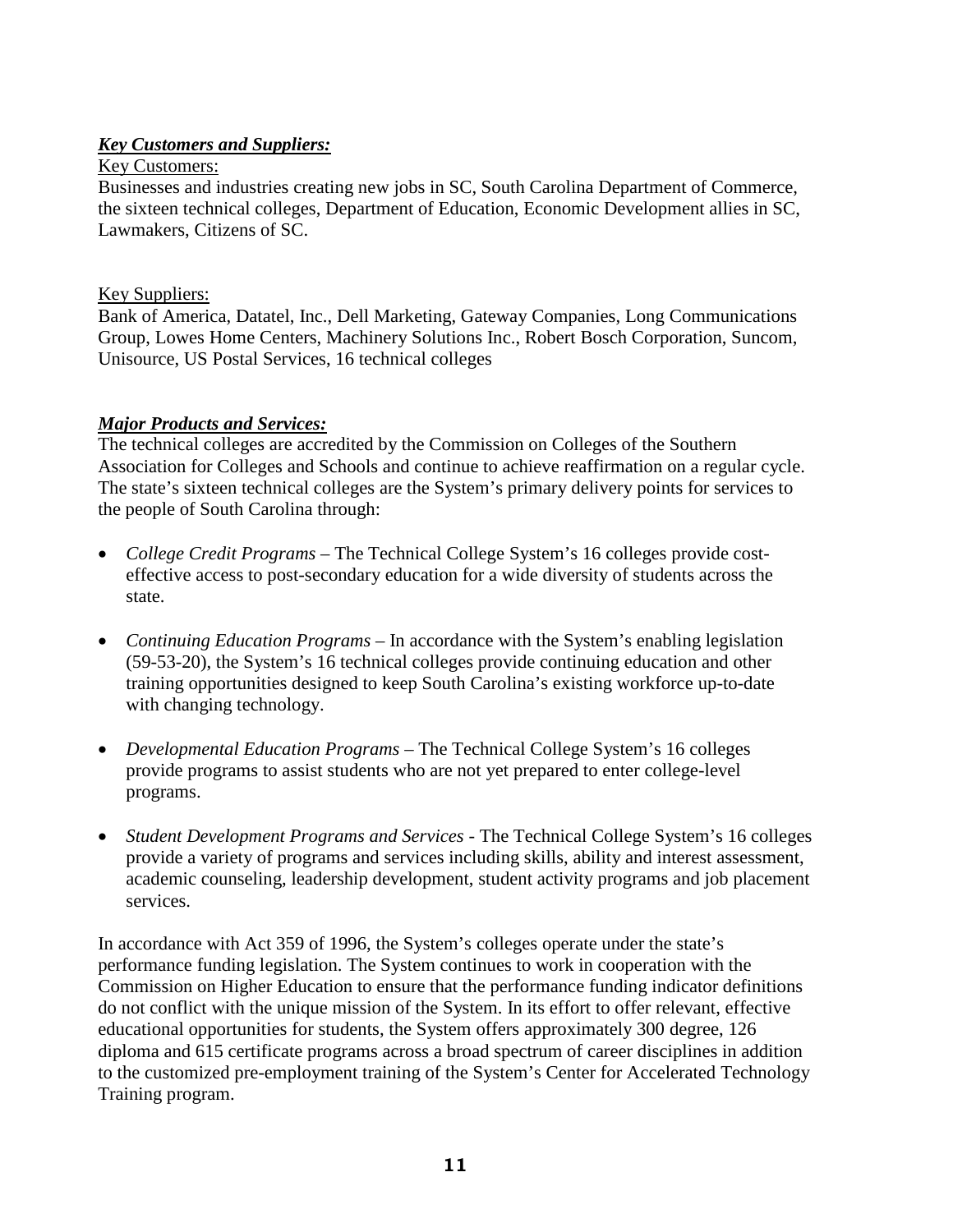***Key Customers and Suppliers:***

Key Customers:

Businesses and industries creating new jobs in SC, South Carolina Department of Commerce, the sixteen technical colleges, Department of Education, Economic Development allies in SC, Lawmakers, Citizens of SC.

Key Suppliers:

Bank of America, Datatel, Inc., Dell Marketing, Gateway Companies, Long Communications Group, Lowes Home Centers, Machinery Solutions Inc., Robert Bosch Corporation, Suncom, Unisource, US Postal Services, 16 technical colleges

***Major Products and Services:***

The technical colleges are accredited by the Commission on Colleges of the Southern Association for Colleges and Schools and continue to achieve reaffirmation on a regular cycle. The state's sixteen technical colleges are the System's primary delivery points for services to the people of South Carolina through:

- *College Credit Programs* – The Technical College System's 16 colleges provide cost-effective access to post-secondary education for a wide diversity of students across the state.
- *Continuing Education Programs* – In accordance with the System's enabling legislation (59-53-20), the System's 16 technical colleges provide continuing education and other training opportunities designed to keep South Carolina's existing workforce up-to-date with changing technology.
- *Developmental Education Programs* – The Technical College System's 16 colleges provide programs to assist students who are not yet prepared to enter college-level programs.
- *Student Development Programs and Services* - The Technical College System's 16 colleges provide a variety of programs and services including skills, ability and interest assessment, academic counseling, leadership development, student activity programs and job placement services.

In accordance with Act 359 of 1996, the System's colleges operate under the state's performance funding legislation. The System continues to work in cooperation with the Commission on Higher Education to ensure that the performance funding indicator definitions do not conflict with the unique mission of the System. In its effort to offer relevant, effective educational opportunities for students, the System offers approximately 300 degree, 126 diploma and 615 certificate programs across a broad spectrum of career disciplines in addition to the customized pre-employment training of the System's Center for Accelerated Technology Training program.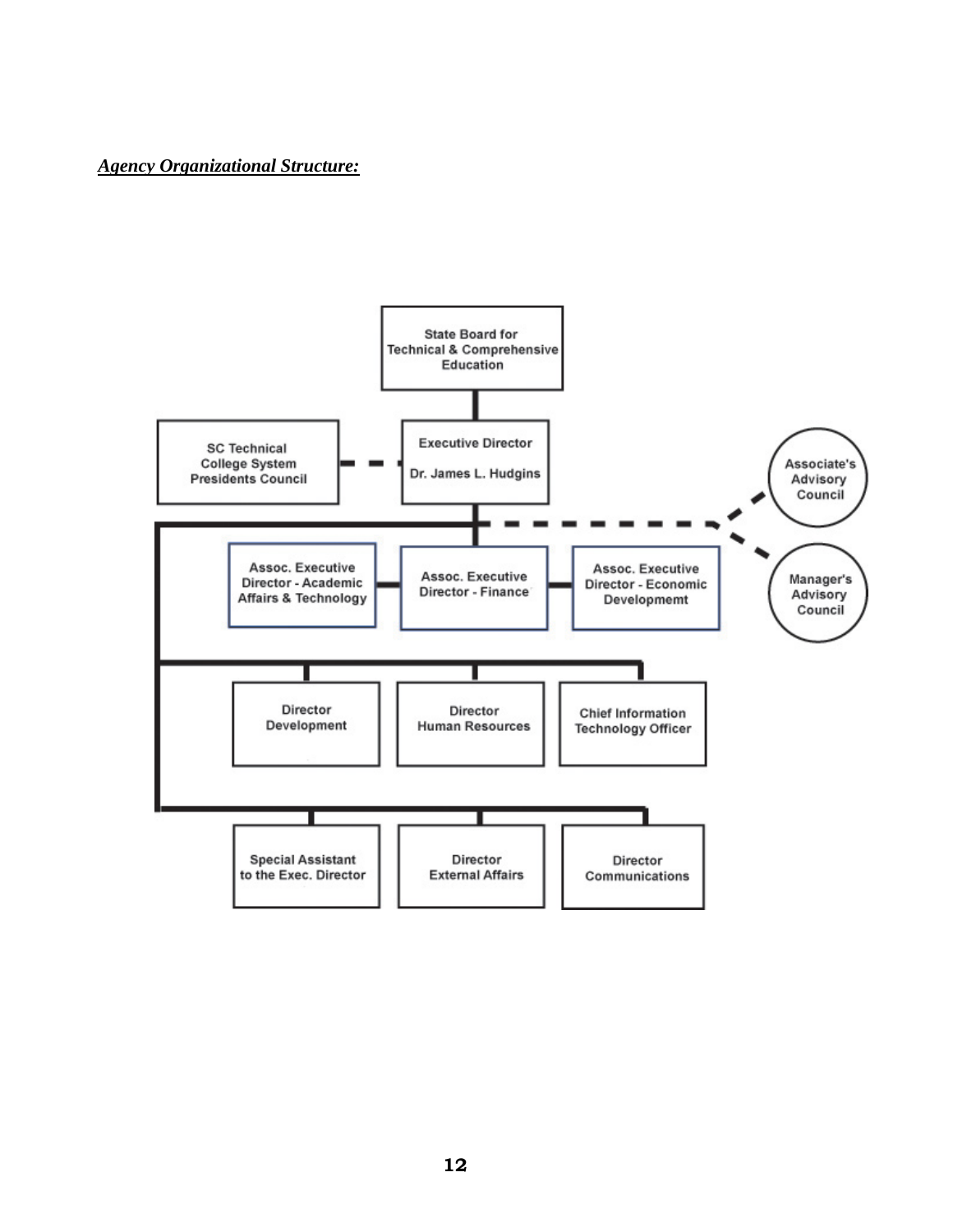***Agency Organizational Structure:***

State Board for Technical & Comprehensive Education

SC Technical College System Presidents Council

Executive Director

Dr. James L. Hudgins

Associate's Advisory Council

Manager's Advisory Council

Assoc. Executive Director - Academic Affairs & Technology

Assoc. Executive Director - Finance

Assoc. Executive Director - Economic Developmemt

Director Development

Director Human Resources

Chief Information Technology Officer

Special Assistant to the Exec. Director

Director External Affairs

Director Communications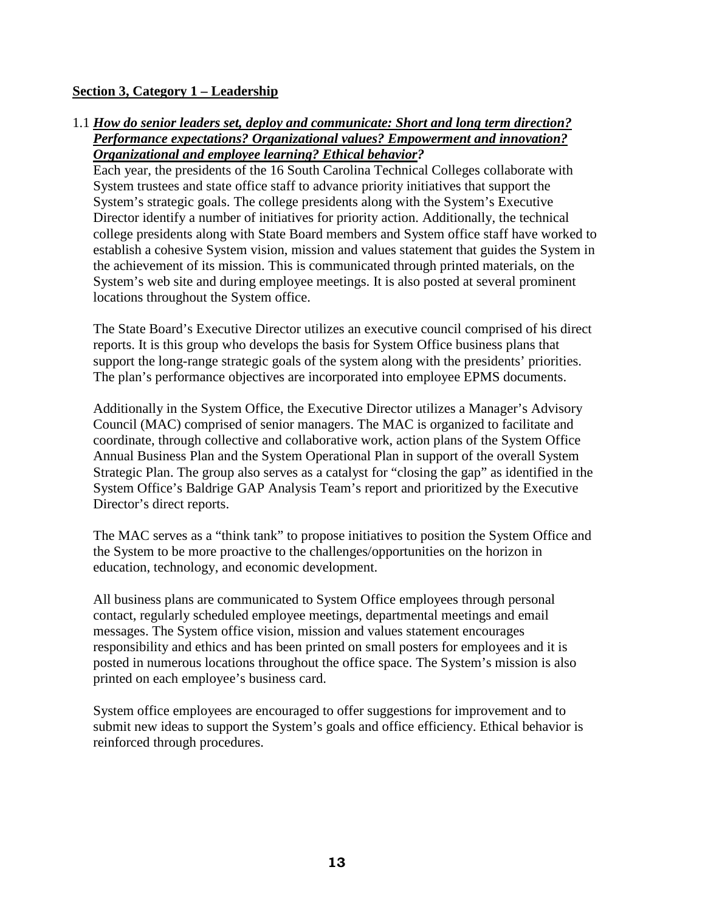## Section 3, Category 1 – Leadership

1.1 ***How do senior leaders set, deploy and communicate: Short and long term direction? Performance expectations? Organizational values? Empowerment and innovation? Organizational and employee learning? Ethical behavior?***

Each year, the presidents of the 16 South Carolina Technical Colleges collaborate with System trustees and state office staff to advance priority initiatives that support the System's strategic goals. The college presidents along with the System's Executive Director identify a number of initiatives for priority action. Additionally, the technical college presidents along with State Board members and System office staff have worked to establish a cohesive System vision, mission and values statement that guides the System in the achievement of its mission. This is communicated through printed materials, on the System's web site and during employee meetings. It is also posted at several prominent locations throughout the System office.

The State Board's Executive Director utilizes an executive council comprised of his direct reports. It is this group who develops the basis for System Office business plans that support the long-range strategic goals of the system along with the presidents' priorities. The plan's performance objectives are incorporated into employee EPMS documents.

Additionally in the System Office, the Executive Director utilizes a Manager's Advisory Council (MAC) comprised of senior managers. The MAC is organized to facilitate and coordinate, through collective and collaborative work, action plans of the System Office Annual Business Plan and the System Operational Plan in support of the overall System Strategic Plan. The group also serves as a catalyst for "closing the gap" as identified in the System Office's Baldrige GAP Analysis Team's report and prioritized by the Executive Director's direct reports.

The MAC serves as a "think tank" to propose initiatives to position the System Office and the System to be more proactive to the challenges/opportunities on the horizon in education, technology, and economic development.

All business plans are communicated to System Office employees through personal contact, regularly scheduled employee meetings, departmental meetings and email messages. The System office vision, mission and values statement encourages responsibility and ethics and has been printed on small posters for employees and it is posted in numerous locations throughout the office space. The System's mission is also printed on each employee's business card.

System office employees are encouraged to offer suggestions for improvement and to submit new ideas to support the System's goals and office efficiency. Ethical behavior is reinforced through procedures.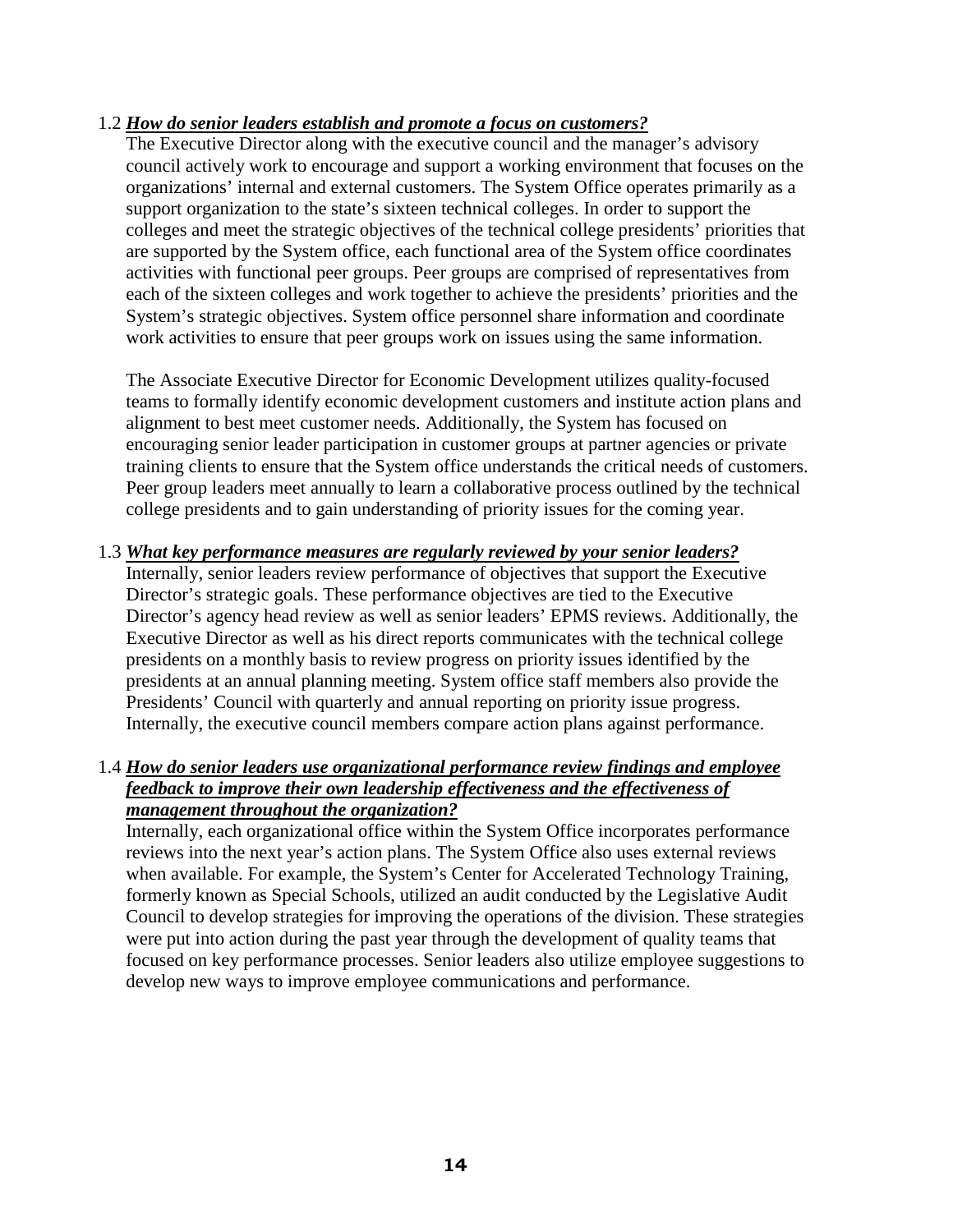1.2 ***How do senior leaders establish and promote a focus on customers?***

The Executive Director along with the executive council and the manager's advisory council actively work to encourage and support a working environment that focuses on the organizations' internal and external customers. The System Office operates primarily as a support organization to the state's sixteen technical colleges. In order to support the colleges and meet the strategic objectives of the technical college presidents' priorities that are supported by the System office, each functional area of the System office coordinates activities with functional peer groups. Peer groups are comprised of representatives from each of the sixteen colleges and work together to achieve the presidents' priorities and the System's strategic objectives. System office personnel share information and coordinate work activities to ensure that peer groups work on issues using the same information.

The Associate Executive Director for Economic Development utilizes quality-focused teams to formally identify economic development customers and institute action plans and alignment to best meet customer needs. Additionally, the System has focused on encouraging senior leader participation in customer groups at partner agencies or private training clients to ensure that the System office understands the critical needs of customers. Peer group leaders meet annually to learn a collaborative process outlined by the technical college presidents and to gain understanding of priority issues for the coming year.

1.3 ***What key performance measures are regularly reviewed by your senior leaders?***

Internally, senior leaders review performance of objectives that support the Executive Director's strategic goals. These performance objectives are tied to the Executive Director's agency head review as well as senior leaders' EPMS reviews. Additionally, the Executive Director as well as his direct reports communicates with the technical college presidents on a monthly basis to review progress on priority issues identified by the presidents at an annual planning meeting. System office staff members also provide the Presidents' Council with quarterly and annual reporting on priority issue progress. Internally, the executive council members compare action plans against performance.

1.4 ***How do senior leaders use organizational performance review findings and employee feedback to improve their own leadership effectiveness and the effectiveness of management throughout the organization?***

Internally, each organizational office within the System Office incorporates performance reviews into the next year's action plans. The System Office also uses external reviews when available. For example, the System's Center for Accelerated Technology Training, formerly known as Special Schools, utilized an audit conducted by the Legislative Audit Council to develop strategies for improving the operations of the division. These strategies were put into action during the past year through the development of quality teams that focused on key performance processes. Senior leaders also utilize employee suggestions to develop new ways to improve employee communications and performance.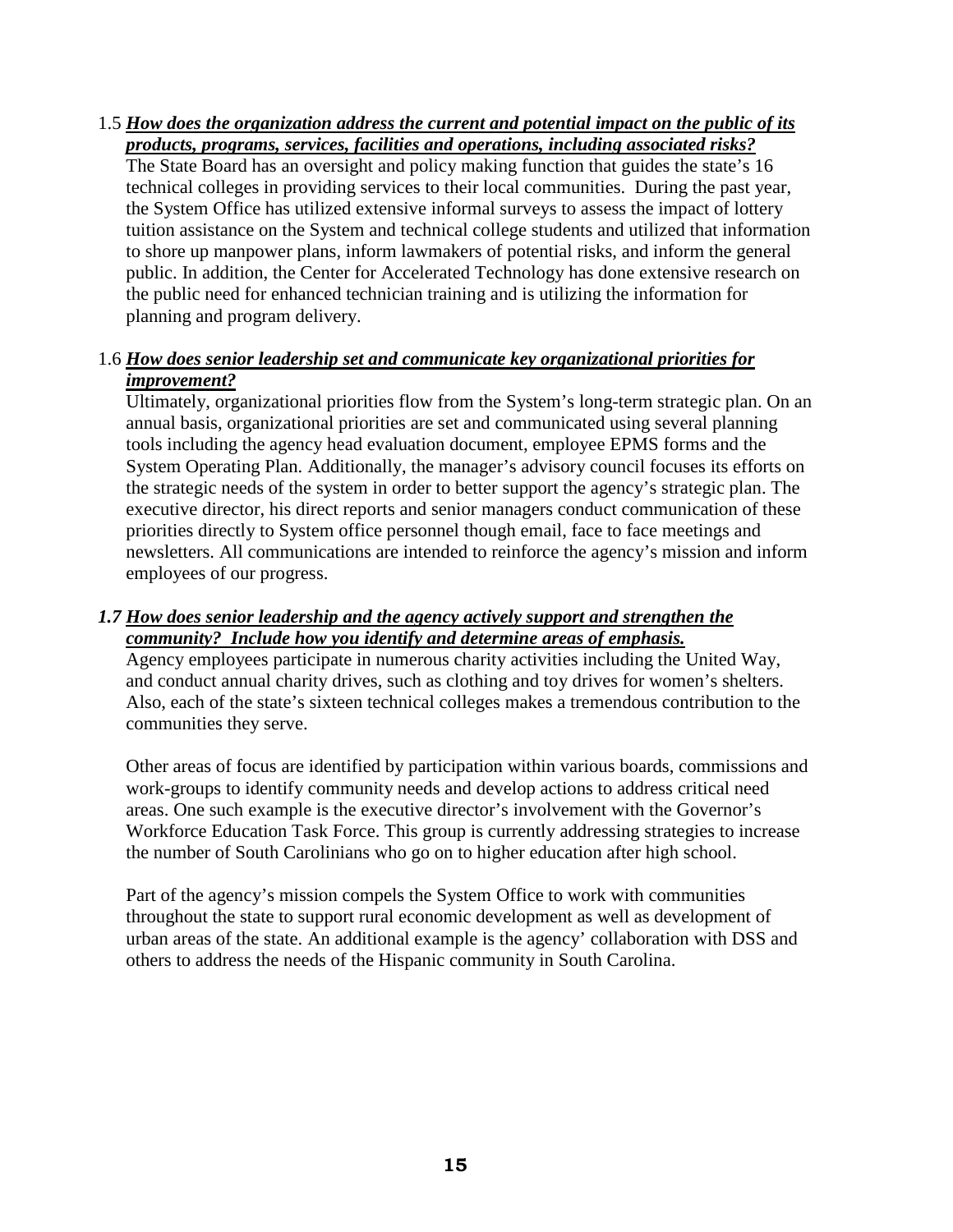1.5 ***<u>How does the organization address the current and potential impact on the public of its products, programs, services, facilities and operations, including associated risks?</u>***

The State Board has an oversight and policy making function that guides the state's 16 technical colleges in providing services to their local communities. During the past year, the System Office has utilized extensive informal surveys to assess the impact of lottery tuition assistance on the System and technical college students and utilized that information to shore up manpower plans, inform lawmakers of potential risks, and inform the general public. In addition, the Center for Accelerated Technology has done extensive research on the public need for enhanced technician training and is utilizing the information for planning and program delivery.

1.6 ***<u>How does senior leadership set and communicate key organizational priorities for improvement?</u>***

Ultimately, organizational priorities flow from the System's long-term strategic plan. On an annual basis, organizational priorities are set and communicated using several planning tools including the agency head evaluation document, employee EPMS forms and the System Operating Plan. Additionally, the manager's advisory council focuses its efforts on the strategic needs of the system in order to better support the agency's strategic plan. The executive director, his direct reports and senior managers conduct communication of these priorities directly to System office personnel though email, face to face meetings and newsletters. All communications are intended to reinforce the agency's mission and inform employees of our progress.

***1.7 <u>How does senior leadership and the agency actively support and strengthen the community? Include how you identify and determine areas of emphasis.</u>***

Agency employees participate in numerous charity activities including the United Way, and conduct annual charity drives, such as clothing and toy drives for women's shelters. Also, each of the state's sixteen technical colleges makes a tremendous contribution to the communities they serve.

Other areas of focus are identified by participation within various boards, commissions and work-groups to identify community needs and develop actions to address critical need areas. One such example is the executive director's involvement with the Governor's Workforce Education Task Force. This group is currently addressing strategies to increase the number of South Carolinians who go on to higher education after high school.

Part of the agency's mission compels the System Office to work with communities throughout the state to support rural economic development as well as development of urban areas of the state. An additional example is the agency' collaboration with DSS and others to address the needs of the Hispanic community in South Carolina.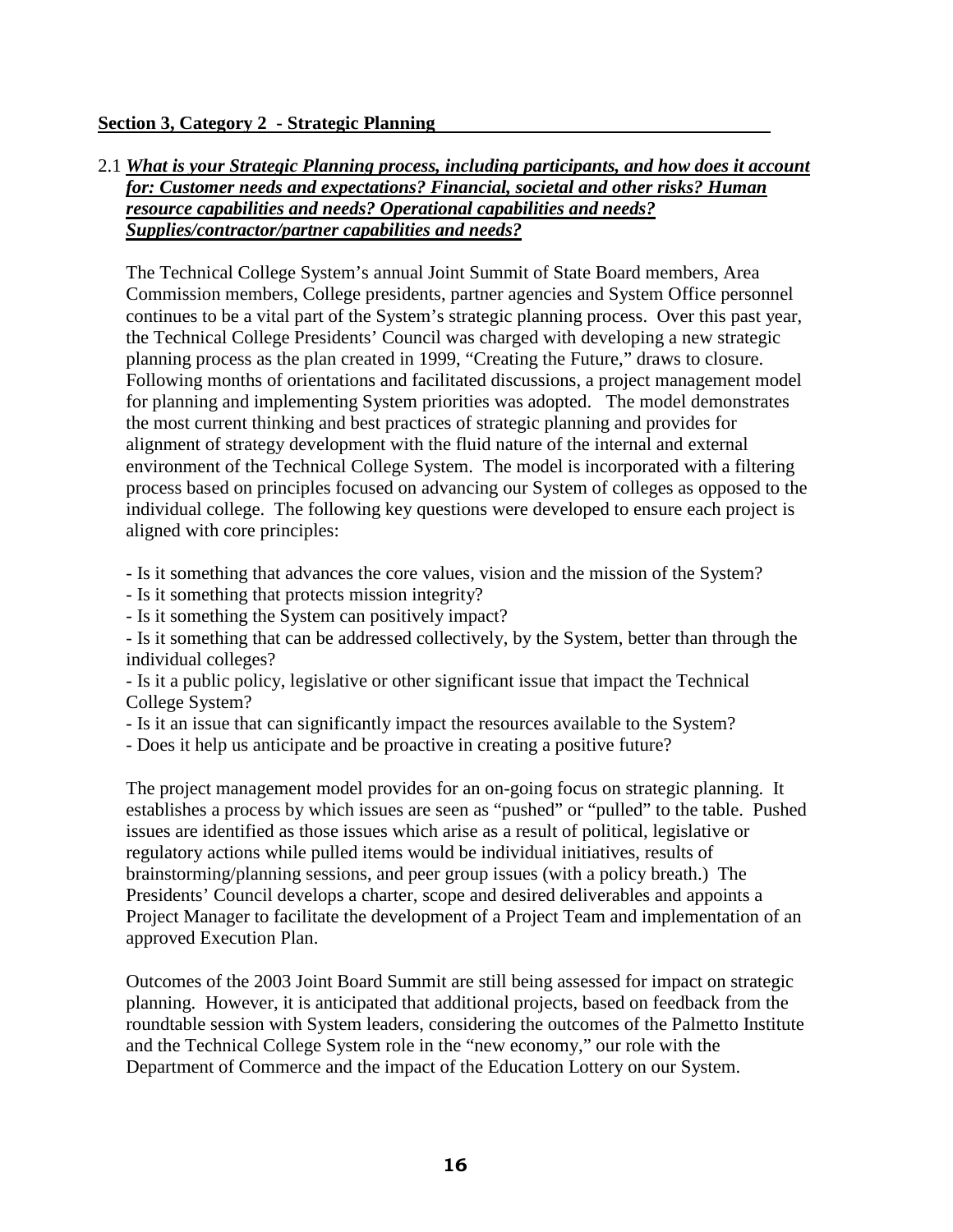**Section 3, Category 2 - Strategic Planning**

2.1 ***What is your Strategic Planning process, including participants, and how does it account for: Customer needs and expectations? Financial, societal and other risks? Human resource capabilities and needs? Operational capabilities and needs? Supplies/contractor/partner capabilities and needs?***

The Technical College System's annual Joint Summit of State Board members, Area Commission members, College presidents, partner agencies and System Office personnel continues to be a vital part of the System's strategic planning process. Over this past year, the Technical College Presidents' Council was charged with developing a new strategic planning process as the plan created in 1999, "Creating the Future," draws to closure. Following months of orientations and facilitated discussions, a project management model for planning and implementing System priorities was adopted. The model demonstrates the most current thinking and best practices of strategic planning and provides for alignment of strategy development with the fluid nature of the internal and external environment of the Technical College System. The model is incorporated with a filtering process based on principles focused on advancing our System of colleges as opposed to the individual college. The following key questions were developed to ensure each project is aligned with core principles:

- Is it something that advances the core values, vision and the mission of the System?
- Is it something that protects mission integrity?
- Is it something the System can positively impact?
- Is it something that can be addressed collectively, by the System, better than through the individual colleges?
- Is it a public policy, legislative or other significant issue that impact the Technical College System?
- Is it an issue that can significantly impact the resources available to the System?
- Does it help us anticipate and be proactive in creating a positive future?

The project management model provides for an on-going focus on strategic planning. It establishes a process by which issues are seen as "pushed" or "pulled" to the table. Pushed issues are identified as those issues which arise as a result of political, legislative or regulatory actions while pulled items would be individual initiatives, results of brainstorming/planning sessions, and peer group issues (with a policy breath.) The Presidents' Council develops a charter, scope and desired deliverables and appoints a Project Manager to facilitate the development of a Project Team and implementation of an approved Execution Plan.

Outcomes of the 2003 Joint Board Summit are still being assessed for impact on strategic planning. However, it is anticipated that additional projects, based on feedback from the roundtable session with System leaders, considering the outcomes of the Palmetto Institute and the Technical College System role in the "new economy," our role with the Department of Commerce and the impact of the Education Lottery on our System.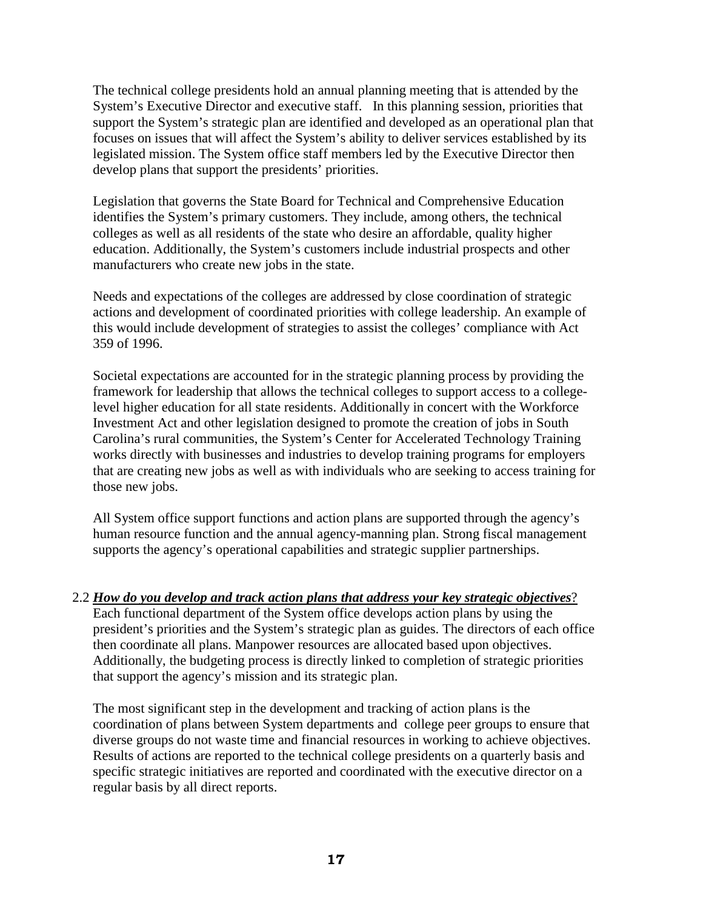The technical college presidents hold an annual planning meeting that is attended by the System's Executive Director and executive staff. In this planning session, priorities that support the System's strategic plan are identified and developed as an operational plan that focuses on issues that will affect the System's ability to deliver services established by its legislated mission. The System office staff members led by the Executive Director then develop plans that support the presidents' priorities.

Legislation that governs the State Board for Technical and Comprehensive Education identifies the System's primary customers. They include, among others, the technical colleges as well as all residents of the state who desire an affordable, quality higher education. Additionally, the System's customers include industrial prospects and other manufacturers who create new jobs in the state.

Needs and expectations of the colleges are addressed by close coordination of strategic actions and development of coordinated priorities with college leadership. An example of this would include development of strategies to assist the colleges' compliance with Act 359 of 1996.

Societal expectations are accounted for in the strategic planning process by providing the framework for leadership that allows the technical colleges to support access to a college-level higher education for all state residents. Additionally in concert with the Workforce Investment Act and other legislation designed to promote the creation of jobs in South Carolina's rural communities, the System's Center for Accelerated Technology Training works directly with businesses and industries to develop training programs for employers that are creating new jobs as well as with individuals who are seeking to access training for those new jobs.

All System office support functions and action plans are supported through the agency's human resource function and the annual agency-manning plan. Strong fiscal management supports the agency's operational capabilities and strategic supplier partnerships.

2.2 ***<u>How do you develop and track action plans that address your key strategic objectives</u>***?
Each functional department of the System office develops action plans by using the president's priorities and the System's strategic plan as guides. The directors of each office then coordinate all plans. Manpower resources are allocated based upon objectives. Additionally, the budgeting process is directly linked to completion of strategic priorities that support the agency's mission and its strategic plan.

The most significant step in the development and tracking of action plans is the coordination of plans between System departments and college peer groups to ensure that diverse groups do not waste time and financial resources in working to achieve objectives. Results of actions are reported to the technical college presidents on a quarterly basis and specific strategic initiatives are reported and coordinated with the executive director on a regular basis by all direct reports.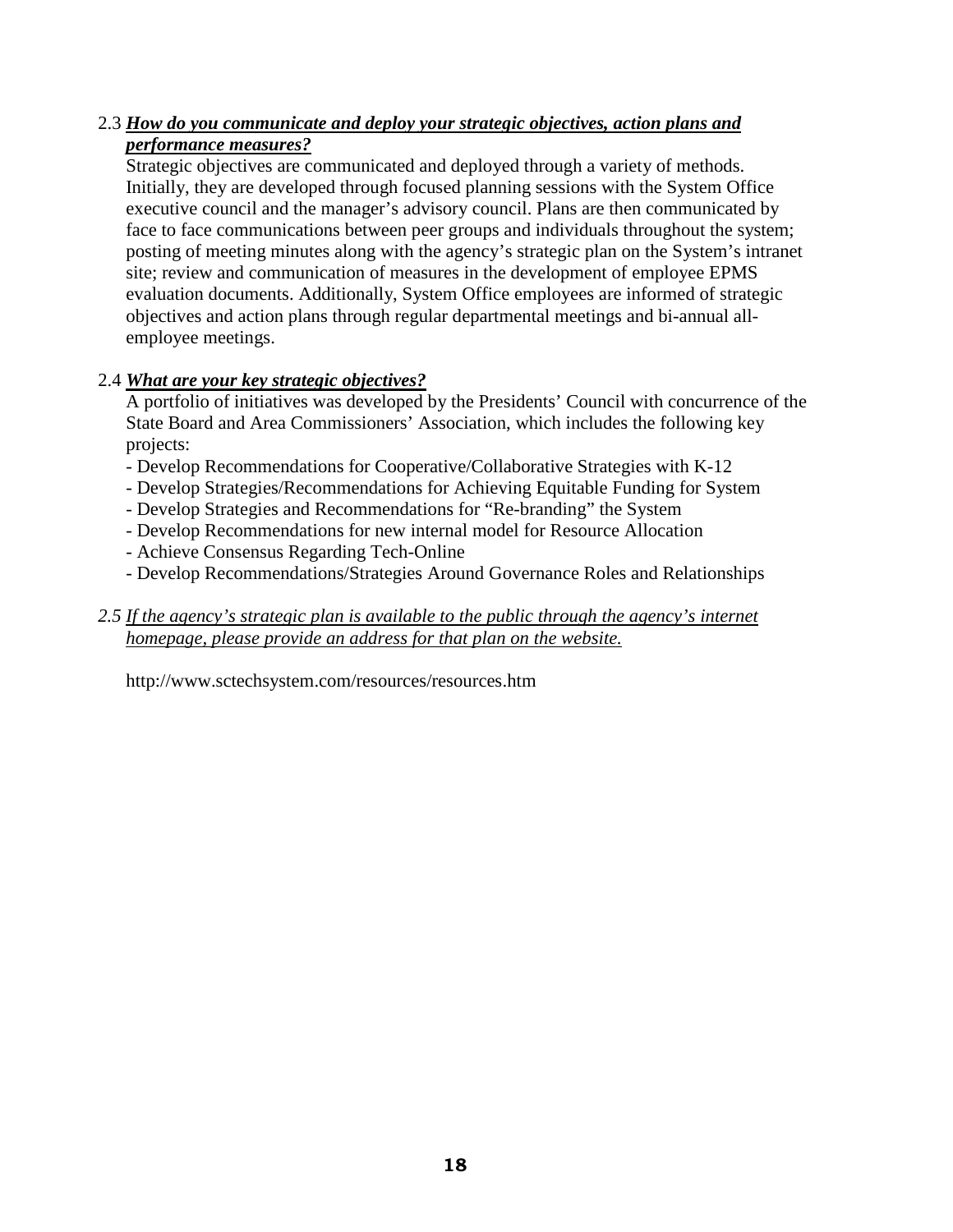2.3 ***How do you communicate and deploy your strategic objectives, action plans and performance measures?***

Strategic objectives are communicated and deployed through a variety of methods. Initially, they are developed through focused planning sessions with the System Office executive council and the manager's advisory council. Plans are then communicated by face to face communications between peer groups and individuals throughout the system; posting of meeting minutes along with the agency's strategic plan on the System's intranet site; review and communication of measures in the development of employee EPMS evaluation documents. Additionally, System Office employees are informed of strategic objectives and action plans through regular departmental meetings and bi-annual all-employee meetings.

2.4 ***What are your key strategic objectives?***

A portfolio of initiatives was developed by the Presidents' Council with concurrence of the State Board and Area Commissioners' Association, which includes the following key projects:

- Develop Recommendations for Cooperative/Collaborative Strategies with K-12
- Develop Strategies/Recommendations for Achieving Equitable Funding for System
- Develop Strategies and Recommendations for "Re-branding" the System
- Develop Recommendations for new internal model for Resource Allocation
- Achieve Consensus Regarding Tech-Online
- Develop Recommendations/Strategies Around Governance Roles and Relationships

*2.5 If the agency's strategic plan is available to the public through the agency's internet homepage, please provide an address for that plan on the website.*

http://www.sctechsystem.com/resources/resources.htm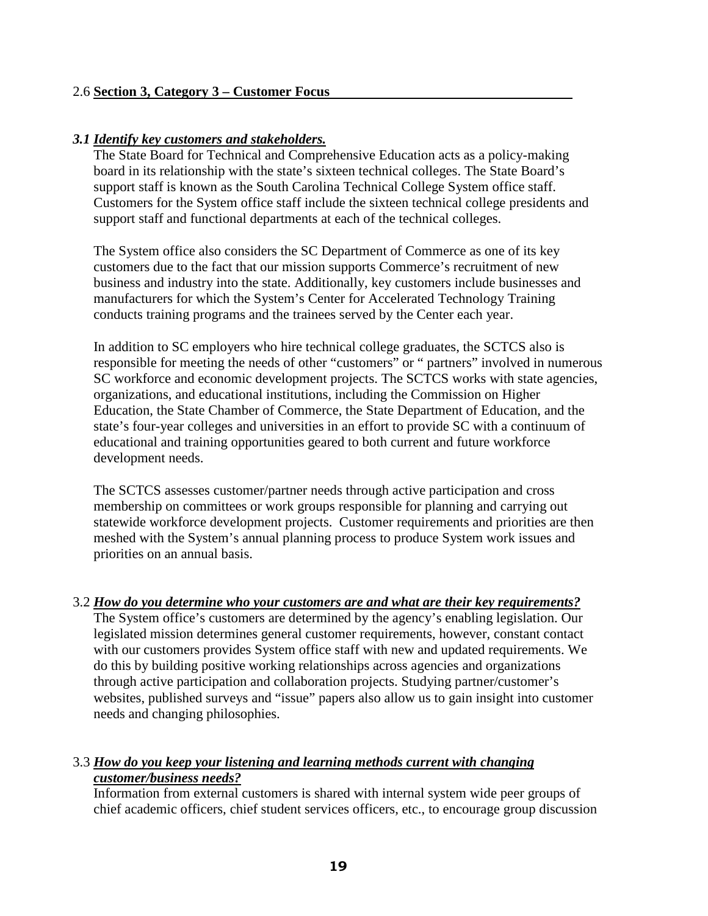## 2.6 **Section 3, Category 3 – Customer Focus**

### ***3.1 Identify key customers and stakeholders.***

The State Board for Technical and Comprehensive Education acts as a policy-making board in its relationship with the state's sixteen technical colleges. The State Board's support staff is known as the South Carolina Technical College System office staff. Customers for the System office staff include the sixteen technical college presidents and support staff and functional departments at each of the technical colleges.

The System office also considers the SC Department of Commerce as one of its key customers due to the fact that our mission supports Commerce's recruitment of new business and industry into the state. Additionally, key customers include businesses and manufacturers for which the System's Center for Accelerated Technology Training conducts training programs and the trainees served by the Center each year.

In addition to SC employers who hire technical college graduates, the SCTCS also is responsible for meeting the needs of other "customers" or " partners" involved in numerous SC workforce and economic development projects. The SCTCS works with state agencies, organizations, and educational institutions, including the Commission on Higher Education, the State Chamber of Commerce, the State Department of Education, and the state's four-year colleges and universities in an effort to provide SC with a continuum of educational and training opportunities geared to both current and future workforce development needs.

The SCTCS assesses customer/partner needs through active participation and cross membership on committees or work groups responsible for planning and carrying out statewide workforce development projects. Customer requirements and priorities are then meshed with the System's annual planning process to produce System work issues and priorities on an annual basis.

### 3.2 ***How do you determine who your customers are and what are their key requirements?***

The System office's customers are determined by the agency's enabling legislation. Our legislated mission determines general customer requirements, however, constant contact with our customers provides System office staff with new and updated requirements. We do this by building positive working relationships across agencies and organizations through active participation and collaboration projects. Studying partner/customer's websites, published surveys and "issue" papers also allow us to gain insight into customer needs and changing philosophies.

### 3.3 ***How do you keep your listening and learning methods current with changing customer/business needs?***

Information from external customers is shared with internal system wide peer groups of chief academic officers, chief student services officers, etc., to encourage group discussion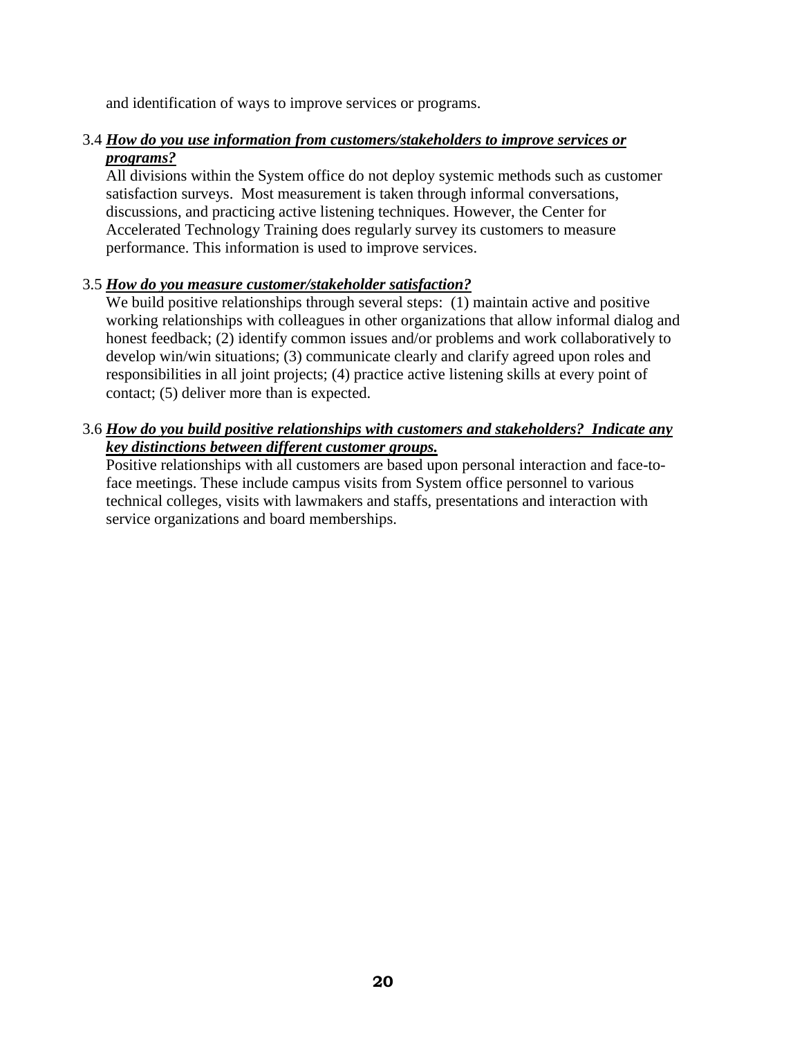and identification of ways to improve services or programs.

3.4 ***How do you use information from customers/stakeholders to improve services or programs?***

All divisions within the System office do not deploy systemic methods such as customer satisfaction surveys. Most measurement is taken through informal conversations, discussions, and practicing active listening techniques. However, the Center for Accelerated Technology Training does regularly survey its customers to measure performance. This information is used to improve services.

3.5 ***How do you measure customer/stakeholder satisfaction?***

We build positive relationships through several steps: (1) maintain active and positive working relationships with colleagues in other organizations that allow informal dialog and honest feedback; (2) identify common issues and/or problems and work collaboratively to develop win/win situations; (3) communicate clearly and clarify agreed upon roles and responsibilities in all joint projects; (4) practice active listening skills at every point of contact; (5) deliver more than is expected.

3.6 ***How do you build positive relationships with customers and stakeholders? Indicate any key distinctions between different customer groups.***

Positive relationships with all customers are based upon personal interaction and face-to-face meetings. These include campus visits from System office personnel to various technical colleges, visits with lawmakers and staffs, presentations and interaction with service organizations and board memberships.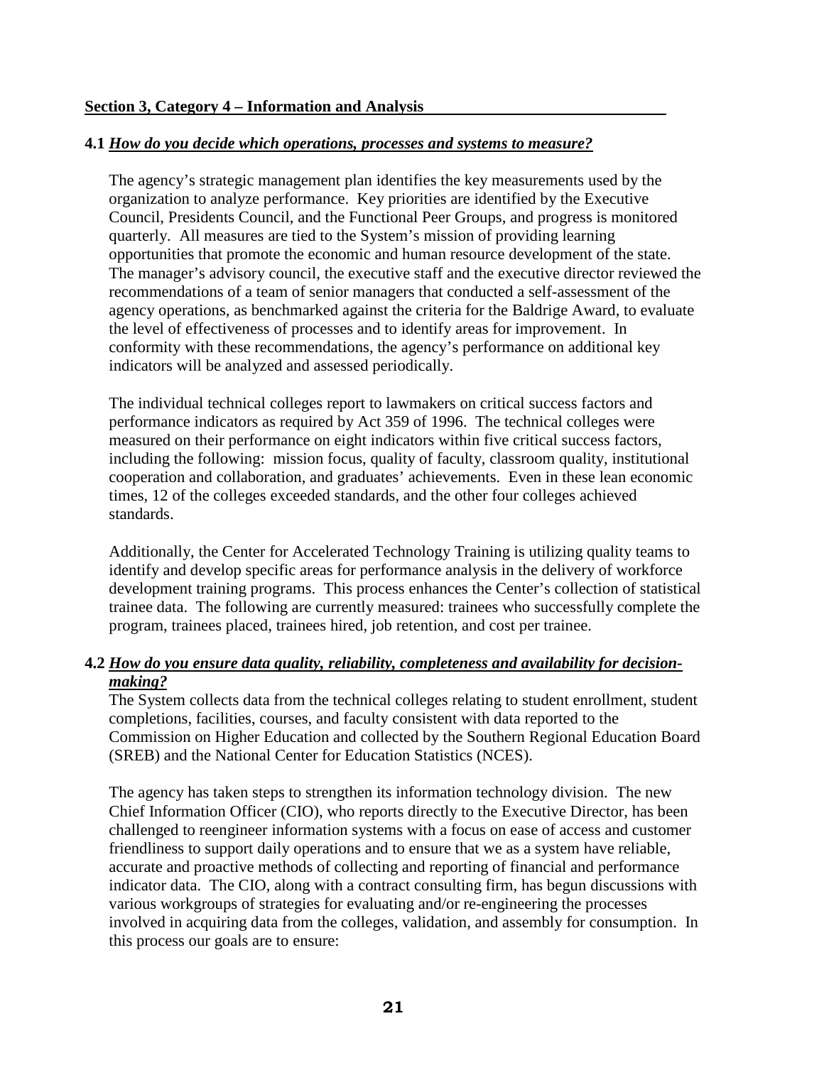## Section 3, Category 4 – Information and Analysis

**4.1** ***How do you decide which operations, processes and systems to measure?***

The agency's strategic management plan identifies the key measurements used by the organization to analyze performance. Key priorities are identified by the Executive Council, Presidents Council, and the Functional Peer Groups, and progress is monitored quarterly. All measures are tied to the System's mission of providing learning opportunities that promote the economic and human resource development of the state. The manager's advisory council, the executive staff and the executive director reviewed the recommendations of a team of senior managers that conducted a self-assessment of the agency operations, as benchmarked against the criteria for the Baldrige Award, to evaluate the level of effectiveness of processes and to identify areas for improvement. In conformity with these recommendations, the agency's performance on additional key indicators will be analyzed and assessed periodically.

The individual technical colleges report to lawmakers on critical success factors and performance indicators as required by Act 359 of 1996. The technical colleges were measured on their performance on eight indicators within five critical success factors, including the following: mission focus, quality of faculty, classroom quality, institutional cooperation and collaboration, and graduates' achievements. Even in these lean economic times, 12 of the colleges exceeded standards, and the other four colleges achieved standards.

Additionally, the Center for Accelerated Technology Training is utilizing quality teams to identify and develop specific areas for performance analysis in the delivery of workforce development training programs. This process enhances the Center's collection of statistical trainee data. The following are currently measured: trainees who successfully complete the program, trainees placed, trainees hired, job retention, and cost per trainee.

**4.2** ***How do you ensure data quality, reliability, completeness and availability for decision-making?***

The System collects data from the technical colleges relating to student enrollment, student completions, facilities, courses, and faculty consistent with data reported to the Commission on Higher Education and collected by the Southern Regional Education Board (SREB) and the National Center for Education Statistics (NCES).

The agency has taken steps to strengthen its information technology division. The new Chief Information Officer (CIO), who reports directly to the Executive Director, has been challenged to reengineer information systems with a focus on ease of access and customer friendliness to support daily operations and to ensure that we as a system have reliable, accurate and proactive methods of collecting and reporting of financial and performance indicator data. The CIO, along with a contract consulting firm, has begun discussions with various workgroups of strategies for evaluating and/or re-engineering the processes involved in acquiring data from the colleges, validation, and assembly for consumption. In this process our goals are to ensure: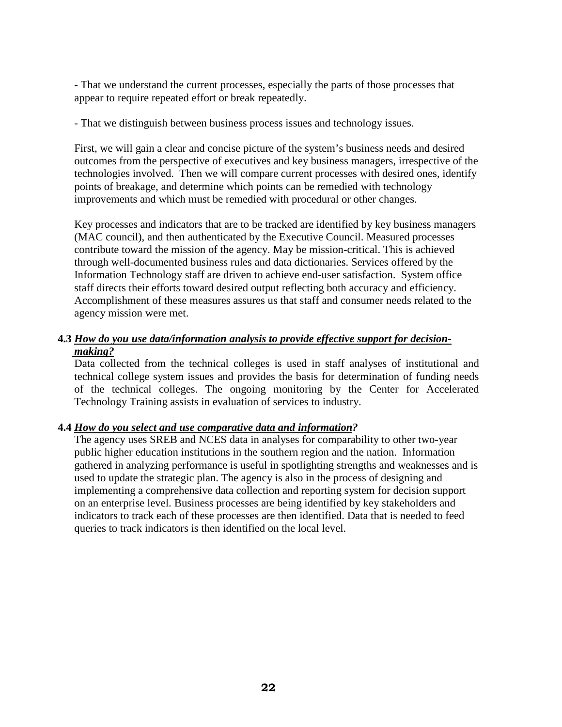- That we understand the current processes, especially the parts of those processes that appear to require repeated effort or break repeatedly.

- That we distinguish between business process issues and technology issues.

First, we will gain a clear and concise picture of the system's business needs and desired outcomes from the perspective of executives and key business managers, irrespective of the technologies involved. Then we will compare current processes with desired ones, identify points of breakage, and determine which points can be remedied with technology improvements and which must be remedied with procedural or other changes.

Key processes and indicators that are to be tracked are identified by key business managers (MAC council), and then authenticated by the Executive Council. Measured processes contribute toward the mission of the agency. May be mission-critical. This is achieved through well-documented business rules and data dictionaries. Services offered by the Information Technology staff are driven to achieve end-user satisfaction. System office staff directs their efforts toward desired output reflecting both accuracy and efficiency. Accomplishment of these measures assures us that staff and consumer needs related to the agency mission were met.

**4.3 *<u>How do you use data/information analysis to provide effective support for decision-making?</u>***

Data collected from the technical colleges is used in staff analyses of institutional and technical college system issues and provides the basis for determination of funding needs of the technical colleges. The ongoing monitoring by the Center for Accelerated Technology Training assists in evaluation of services to industry.

**4.4 *<u>How do you select and use comparative data and information</u>?***

The agency uses SREB and NCES data in analyses for comparability to other two-year public higher education institutions in the southern region and the nation. Information gathered in analyzing performance is useful in spotlighting strengths and weaknesses and is used to update the strategic plan. The agency is also in the process of designing and implementing a comprehensive data collection and reporting system for decision support on an enterprise level. Business processes are being identified by key stakeholders and indicators to track each of these processes are then identified. Data that is needed to feed queries to track indicators is then identified on the local level.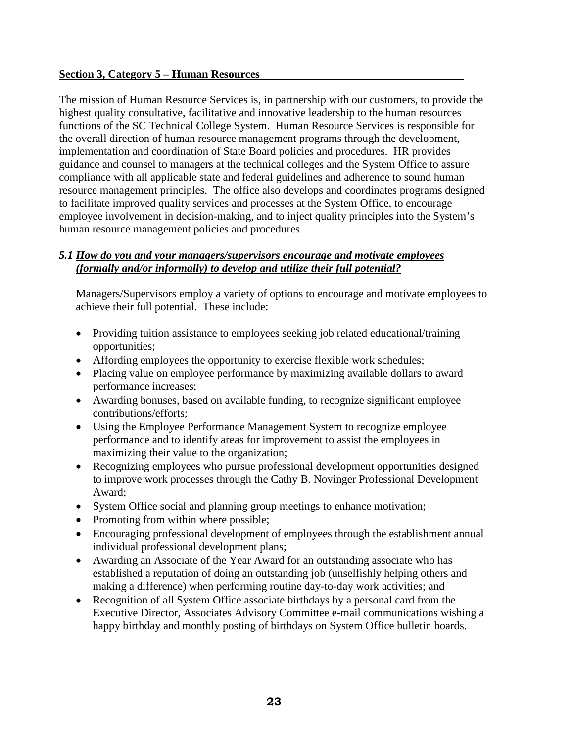**Section 3, Category 5 – Human Resources**

The mission of Human Resource Services is, in partnership with our customers, to provide the highest quality consultative, facilitative and innovative leadership to the human resources functions of the SC Technical College System. Human Resource Services is responsible for the overall direction of human resource management programs through the development, implementation and coordination of State Board policies and procedures. HR provides guidance and counsel to managers at the technical colleges and the System Office to assure compliance with all applicable state and federal guidelines and adherence to sound human resource management principles. The office also develops and coordinates programs designed to facilitate improved quality services and processes at the System Office, to encourage employee involvement in decision-making, and to inject quality principles into the System's human resource management policies and procedures.

***5.1 How do you and your managers/supervisors encourage and motivate employees (formally and/or informally) to develop and utilize their full potential?***

Managers/Supervisors employ a variety of options to encourage and motivate employees to achieve their full potential. These include:

- Providing tuition assistance to employees seeking job related educational/training opportunities;
- Affording employees the opportunity to exercise flexible work schedules;
- Placing value on employee performance by maximizing available dollars to award performance increases;
- Awarding bonuses, based on available funding, to recognize significant employee contributions/efforts;
- Using the Employee Performance Management System to recognize employee performance and to identify areas for improvement to assist the employees in maximizing their value to the organization;
- Recognizing employees who pursue professional development opportunities designed to improve work processes through the Cathy B. Novinger Professional Development Award;
- System Office social and planning group meetings to enhance motivation;
- Promoting from within where possible;
- Encouraging professional development of employees through the establishment annual individual professional development plans;
- Awarding an Associate of the Year Award for an outstanding associate who has established a reputation of doing an outstanding job (unselfishly helping others and making a difference) when performing routine day-to-day work activities; and
- Recognition of all System Office associate birthdays by a personal card from the Executive Director, Associates Advisory Committee e-mail communications wishing a happy birthday and monthly posting of birthdays on System Office bulletin boards.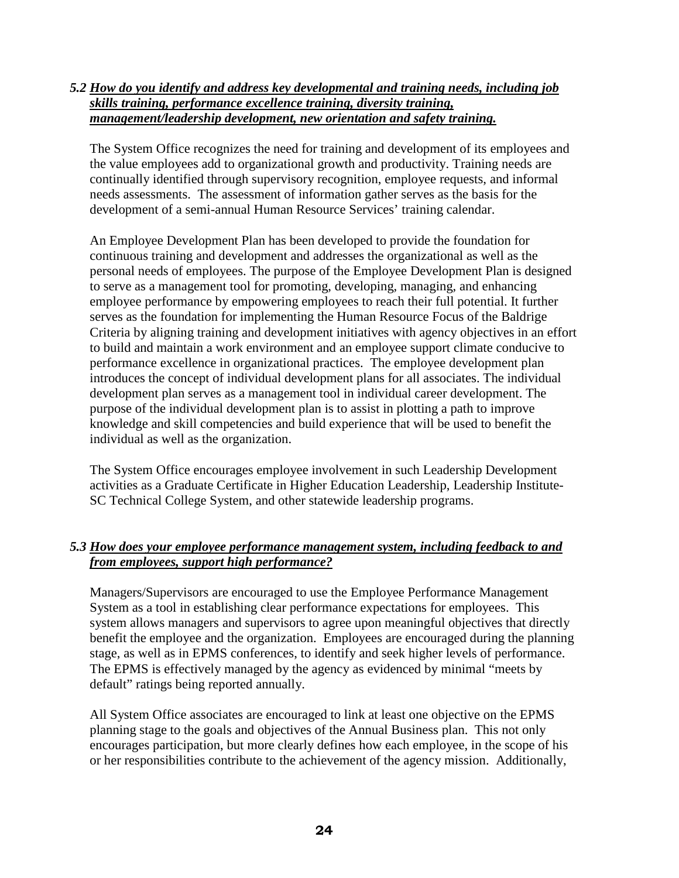***5.2 How do you identify and address key developmental and training needs, including job skills training, performance excellence training, diversity training, management/leadership development, new orientation and safety training.***

The System Office recognizes the need for training and development of its employees and the value employees add to organizational growth and productivity. Training needs are continually identified through supervisory recognition, employee requests, and informal needs assessments. The assessment of information gather serves as the basis for the development of a semi-annual Human Resource Services' training calendar.

An Employee Development Plan has been developed to provide the foundation for continuous training and development and addresses the organizational as well as the personal needs of employees. The purpose of the Employee Development Plan is designed to serve as a management tool for promoting, developing, managing, and enhancing employee performance by empowering employees to reach their full potential. It further serves as the foundation for implementing the Human Resource Focus of the Baldrige Criteria by aligning training and development initiatives with agency objectives in an effort to build and maintain a work environment and an employee support climate conducive to performance excellence in organizational practices. The employee development plan introduces the concept of individual development plans for all associates. The individual development plan serves as a management tool in individual career development. The purpose of the individual development plan is to assist in plotting a path to improve knowledge and skill competencies and build experience that will be used to benefit the individual as well as the organization.

The System Office encourages employee involvement in such Leadership Development activities as a Graduate Certificate in Higher Education Leadership, Leadership Institute-SC Technical College System, and other statewide leadership programs.

***5.3 How does your employee performance management system, including feedback to and from employees, support high performance?***

Managers/Supervisors are encouraged to use the Employee Performance Management System as a tool in establishing clear performance expectations for employees. This system allows managers and supervisors to agree upon meaningful objectives that directly benefit the employee and the organization. Employees are encouraged during the planning stage, as well as in EPMS conferences, to identify and seek higher levels of performance. The EPMS is effectively managed by the agency as evidenced by minimal "meets by default" ratings being reported annually.

All System Office associates are encouraged to link at least one objective on the EPMS planning stage to the goals and objectives of the Annual Business plan. This not only encourages participation, but more clearly defines how each employee, in the scope of his or her responsibilities contribute to the achievement of the agency mission. Additionally,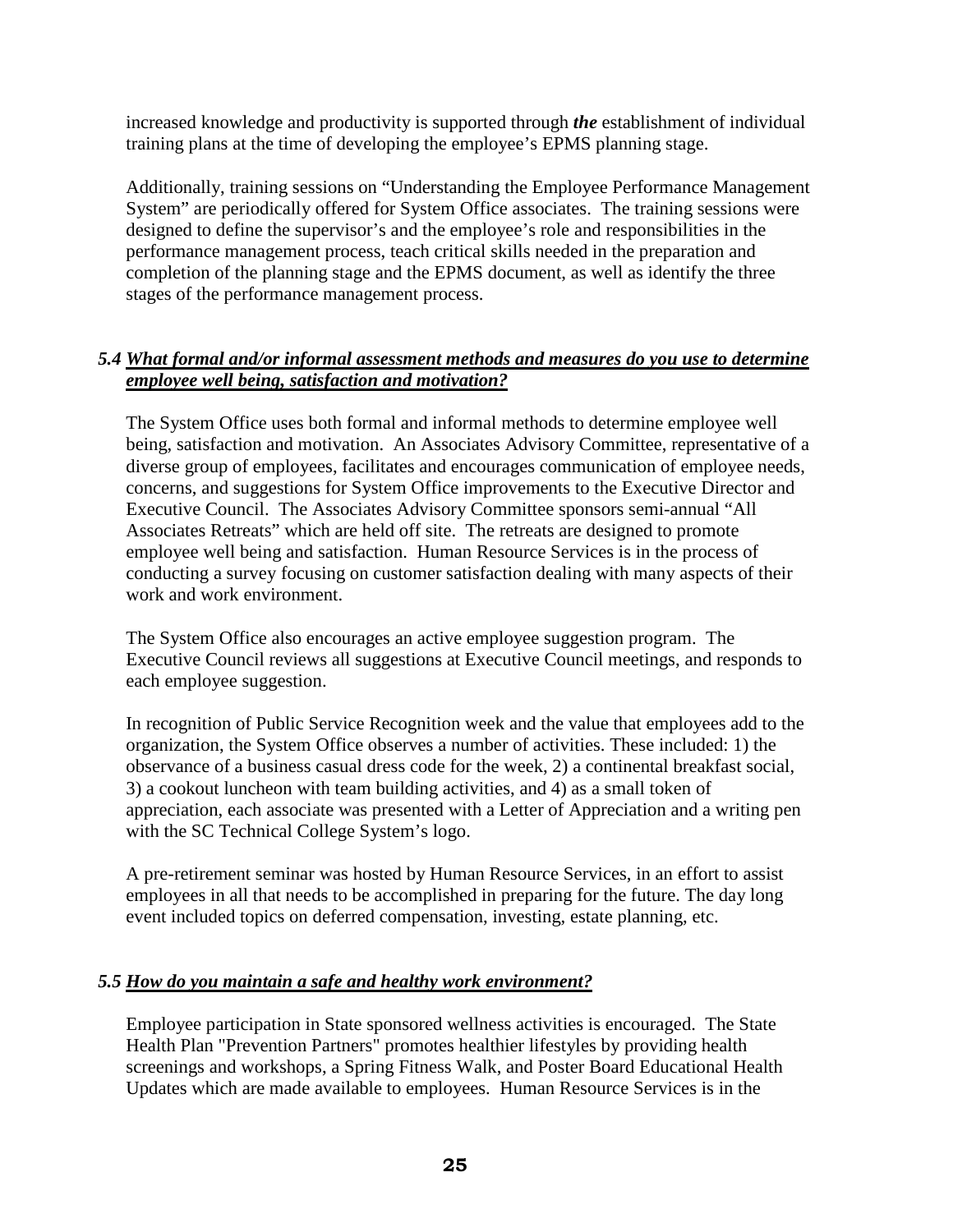increased knowledge and productivity is supported through ***the*** establishment of individual training plans at the time of developing the employee's EPMS planning stage.

Additionally, training sessions on "Understanding the Employee Performance Management System" are periodically offered for System Office associates. The training sessions were designed to define the supervisor's and the employee's role and responsibilities in the performance management process, teach critical skills needed in the preparation and completion of the planning stage and the EPMS document, as well as identify the three stages of the performance management process.

### *5.4 <u>What formal and/or informal assessment methods and measures do you use to determine employee well being, satisfaction and motivation?</u>*

The System Office uses both formal and informal methods to determine employee well being, satisfaction and motivation. An Associates Advisory Committee, representative of a diverse group of employees, facilitates and encourages communication of employee needs, concerns, and suggestions for System Office improvements to the Executive Director and Executive Council. The Associates Advisory Committee sponsors semi-annual "All Associates Retreats" which are held off site. The retreats are designed to promote employee well being and satisfaction. Human Resource Services is in the process of conducting a survey focusing on customer satisfaction dealing with many aspects of their work and work environment.

The System Office also encourages an active employee suggestion program. The Executive Council reviews all suggestions at Executive Council meetings, and responds to each employee suggestion.

In recognition of Public Service Recognition week and the value that employees add to the organization, the System Office observes a number of activities. These included: 1) the observance of a business casual dress code for the week, 2) a continental breakfast social, 3) a cookout luncheon with team building activities, and 4) as a small token of appreciation, each associate was presented with a Letter of Appreciation and a writing pen with the SC Technical College System's logo.

A pre-retirement seminar was hosted by Human Resource Services, in an effort to assist employees in all that needs to be accomplished in preparing for the future. The day long event included topics on deferred compensation, investing, estate planning, etc.

### *5.5 <u>How do you maintain a safe and healthy work environment?</u>*

Employee participation in State sponsored wellness activities is encouraged. The State Health Plan "Prevention Partners" promotes healthier lifestyles by providing health screenings and workshops, a Spring Fitness Walk, and Poster Board Educational Health Updates which are made available to employees. Human Resource Services is in the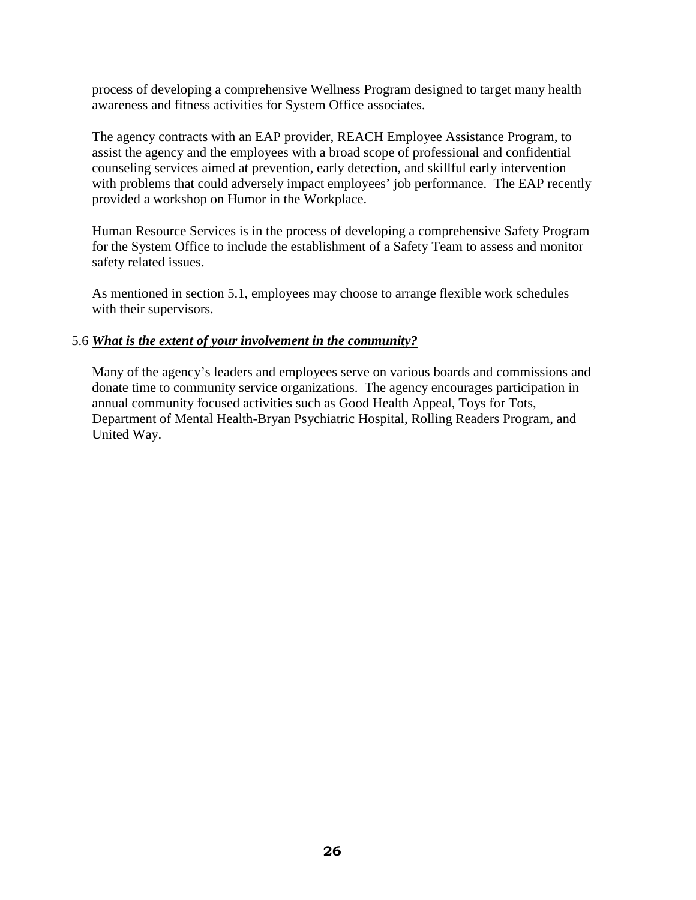process of developing a comprehensive Wellness Program designed to target many health awareness and fitness activities for System Office associates.

The agency contracts with an EAP provider, REACH Employee Assistance Program, to assist the agency and the employees with a broad scope of professional and confidential counseling services aimed at prevention, early detection, and skillful early intervention with problems that could adversely impact employees' job performance. The EAP recently provided a workshop on Humor in the Workplace.

Human Resource Services is in the process of developing a comprehensive Safety Program for the System Office to include the establishment of a Safety Team to assess and monitor safety related issues.

As mentioned in section 5.1, employees may choose to arrange flexible work schedules with their supervisors.

5.6 ***What is the extent of your involvement in the community?***

Many of the agency's leaders and employees serve on various boards and commissions and donate time to community service organizations. The agency encourages participation in annual community focused activities such as Good Health Appeal, Toys for Tots, Department of Mental Health-Bryan Psychiatric Hospital, Rolling Readers Program, and United Way.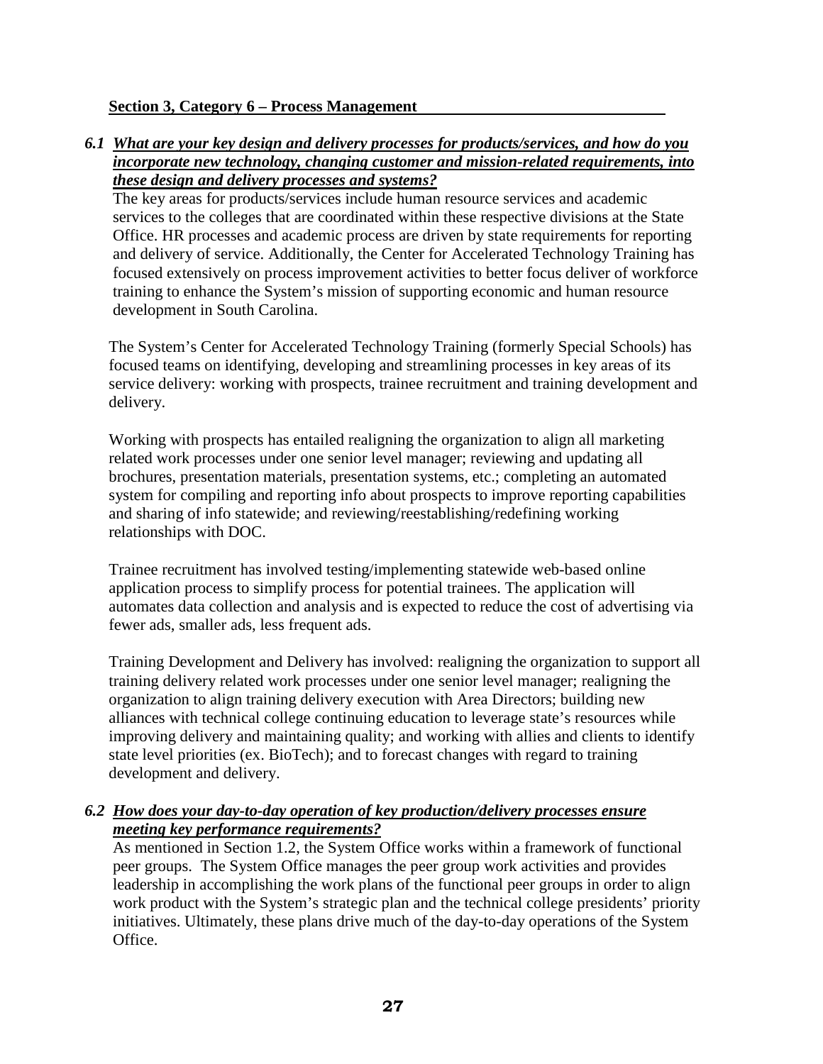**Section 3, Category 6 – Process Management**

***6.1 What are your key design and delivery processes for products/services, and how do you incorporate new technology, changing customer and mission-related requirements, into these design and delivery processes and systems?***

The key areas for products/services include human resource services and academic services to the colleges that are coordinated within these respective divisions at the State Office. HR processes and academic process are driven by state requirements for reporting and delivery of service. Additionally, the Center for Accelerated Technology Training has focused extensively on process improvement activities to better focus deliver of workforce training to enhance the System's mission of supporting economic and human resource development in South Carolina.

The System's Center for Accelerated Technology Training (formerly Special Schools) has focused teams on identifying, developing and streamlining processes in key areas of its service delivery: working with prospects, trainee recruitment and training development and delivery.

Working with prospects has entailed realigning the organization to align all marketing related work processes under one senior level manager; reviewing and updating all brochures, presentation materials, presentation systems, etc.; completing an automated system for compiling and reporting info about prospects to improve reporting capabilities and sharing of info statewide; and reviewing/reestablishing/redefining working relationships with DOC.

Trainee recruitment has involved testing/implementing statewide web-based online application process to simplify process for potential trainees. The application will automates data collection and analysis and is expected to reduce the cost of advertising via fewer ads, smaller ads, less frequent ads.

Training Development and Delivery has involved: realigning the organization to support all training delivery related work processes under one senior level manager; realigning the organization to align training delivery execution with Area Directors; building new alliances with technical college continuing education to leverage state's resources while improving delivery and maintaining quality; and working with allies and clients to identify state level priorities (ex. BioTech); and to forecast changes with regard to training development and delivery.

***6.2 How does your day-to-day operation of key production/delivery processes ensure meeting key performance requirements?***

As mentioned in Section 1.2, the System Office works within a framework of functional peer groups. The System Office manages the peer group work activities and provides leadership in accomplishing the work plans of the functional peer groups in order to align work product with the System's strategic plan and the technical college presidents' priority initiatives. Ultimately, these plans drive much of the day-to-day operations of the System Office.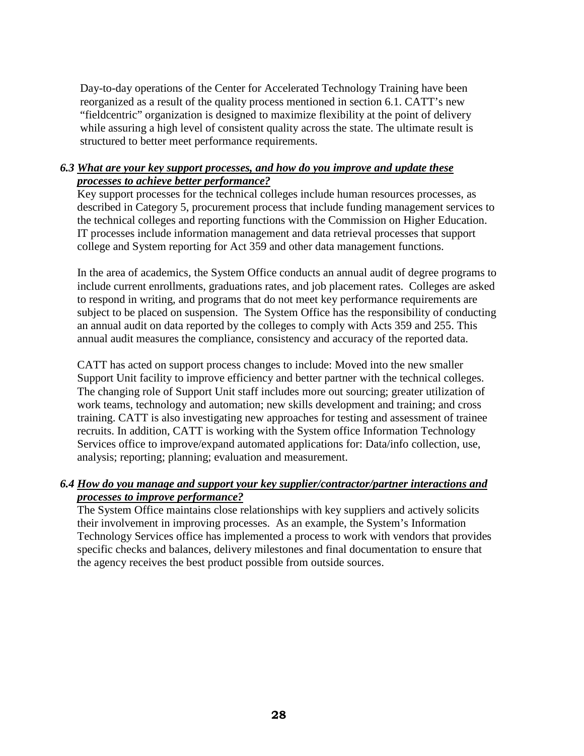Day-to-day operations of the Center for Accelerated Technology Training have been reorganized as a result of the quality process mentioned in section 6.1. CATT's new "fieldcentric" organization is designed to maximize flexibility at the point of delivery while assuring a high level of consistent quality across the state. The ultimate result is structured to better meet performance requirements.

***6.3 What are your key support processes, and how do you improve and update these processes to achieve better performance?***

Key support processes for the technical colleges include human resources processes, as described in Category 5, procurement process that include funding management services to the technical colleges and reporting functions with the Commission on Higher Education. IT processes include information management and data retrieval processes that support college and System reporting for Act 359 and other data management functions.

In the area of academics, the System Office conducts an annual audit of degree programs to include current enrollments, graduations rates, and job placement rates. Colleges are asked to respond in writing, and programs that do not meet key performance requirements are subject to be placed on suspension. The System Office has the responsibility of conducting an annual audit on data reported by the colleges to comply with Acts 359 and 255. This annual audit measures the compliance, consistency and accuracy of the reported data.

CATT has acted on support process changes to include: Moved into the new smaller Support Unit facility to improve efficiency and better partner with the technical colleges. The changing role of Support Unit staff includes more out sourcing; greater utilization of work teams, technology and automation; new skills development and training; and cross training. CATT is also investigating new approaches for testing and assessment of trainee recruits. In addition, CATT is working with the System office Information Technology Services office to improve/expand automated applications for: Data/info collection, use, analysis; reporting; planning; evaluation and measurement.

***6.4 How do you manage and support your key supplier/contractor/partner interactions and processes to improve performance?***

The System Office maintains close relationships with key suppliers and actively solicits their involvement in improving processes. As an example, the System's Information Technology Services office has implemented a process to work with vendors that provides specific checks and balances, delivery milestones and final documentation to ensure that the agency receives the best product possible from outside sources.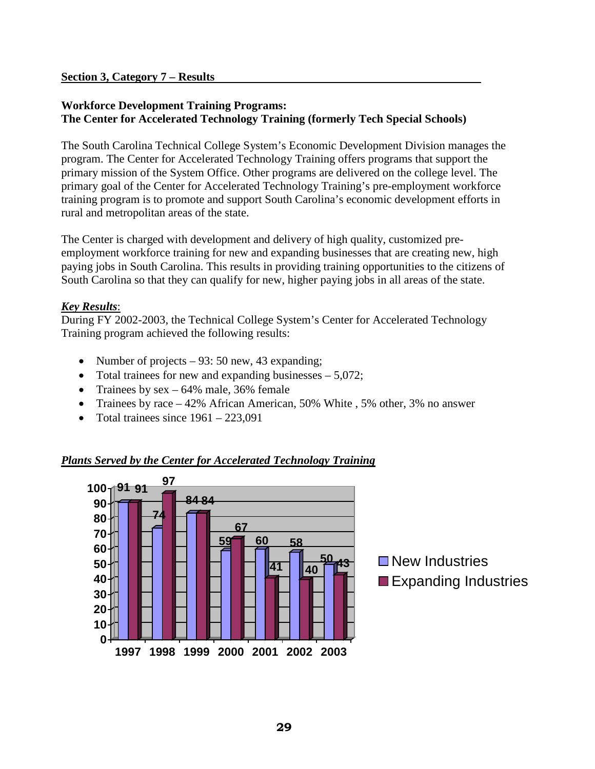**Section 3, Category 7 – Results**

**Workforce Development Training Programs:**
**The Center for Accelerated Technology Training (formerly Tech Special Schools)**

The South Carolina Technical College System's Economic Development Division manages the program. The Center for Accelerated Technology Training offers programs that support the primary mission of the System Office. Other programs are delivered on the college level. The primary goal of the Center for Accelerated Technology Training's pre-employment workforce training program is to promote and support South Carolina's economic development efforts in rural and metropolitan areas of the state.

The Center is charged with development and delivery of high quality, customized pre-employment workforce training for new and expanding businesses that are creating new, high paying jobs in South Carolina. This results in providing training opportunities to the citizens of South Carolina so that they can qualify for new, higher paying jobs in all areas of the state.

***Key Results***:
During FY 2002-2003, the Technical College System's Center for Accelerated Technology Training program achieved the following results:

- Number of projects – 93: 50 new, 43 expanding;
- Total trainees for new and expanding businesses – 5,072;
- Trainees by sex – 64% male, 36% female
- Trainees by race – 42% African American, 50% White , 5% other, 3% no answer
- Total trainees since 1961 – 223,091

***Plants Served by the Center for Accelerated Technology Training***

New Industries
Expanding Industries

1997: 91, 91
1998: 74, 97
1999: 84, 84
2000: 59, 67
2001: 60, 41
2002: 58, 40
2003: 50, 43

0, 10, 20, 30, 40, 50, 60, 70, 80, 90, 100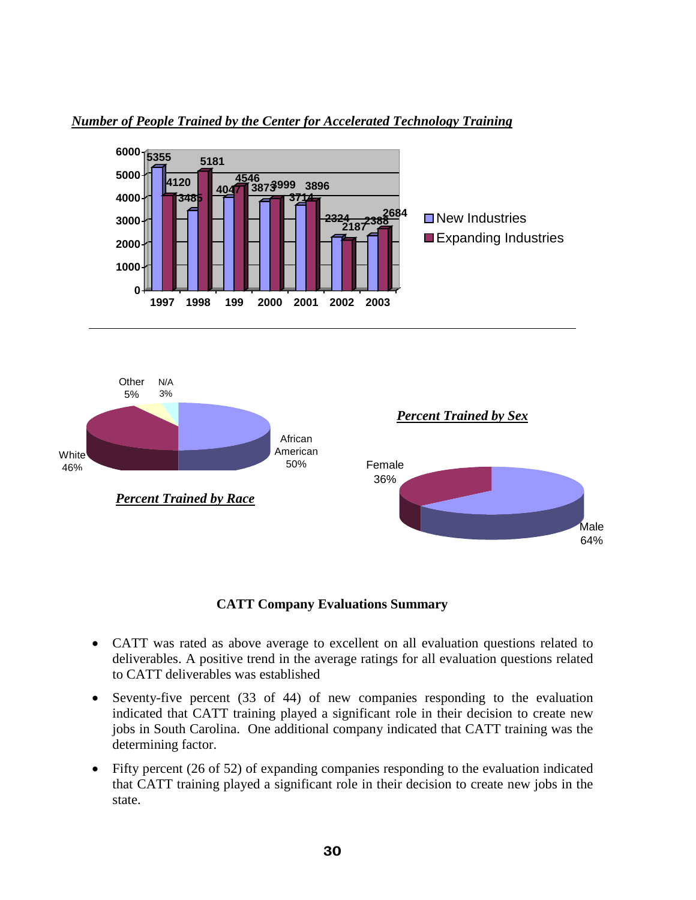***Number of People Trained by the Center for Accelerated Technology Training***

6000
5000
4000
3000
2000
1000
0

5355
4120
3485
5181
4047
4546
3873
3999
3714
3896
2324
2187
2388
2684

1997 1998 199 2000 2001 2002 2003

New Industries
Expanding Industries

Other 5%
N/A 3%
African American 50%
White 46%

***Percent Trained by Race***

***Percent Trained by Sex***

Female 36%
Male 64%

**CATT Company Evaluations Summary**

- CATT was rated as above average to excellent on all evaluation questions related to deliverables. A positive trend in the average ratings for all evaluation questions related to CATT deliverables was established
- Seventy-five percent (33 of 44) of new companies responding to the evaluation indicated that CATT training played a significant role in their decision to create new jobs in South Carolina. One additional company indicated that CATT training was the determining factor.
- Fifty percent (26 of 52) of expanding companies responding to the evaluation indicated that CATT training played a significant role in their decision to create new jobs in the state.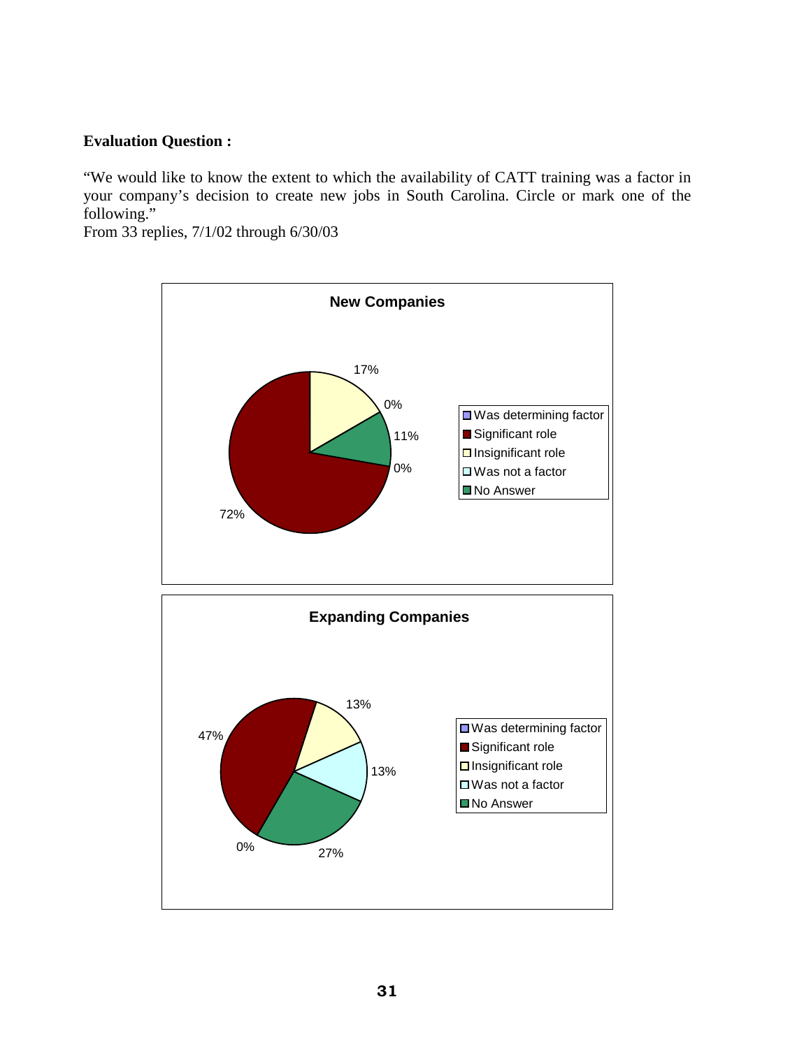**Evaluation Question :**

"We would like to know the extent to which the availability of CATT training was a factor in your company's decision to create new jobs in South Carolina. Circle or mark one of the following."

From 33 replies, 7/1/02 through 6/30/03

**New Companies**

17%

0%

11%

0%

72%

Was determining factor

Significant role

Insignificant role

Was not a factor

No Answer

**Expanding Companies**

13%

47%

13%

0%

27%

Was determining factor

Significant role

Insignificant role

Was not a factor

No Answer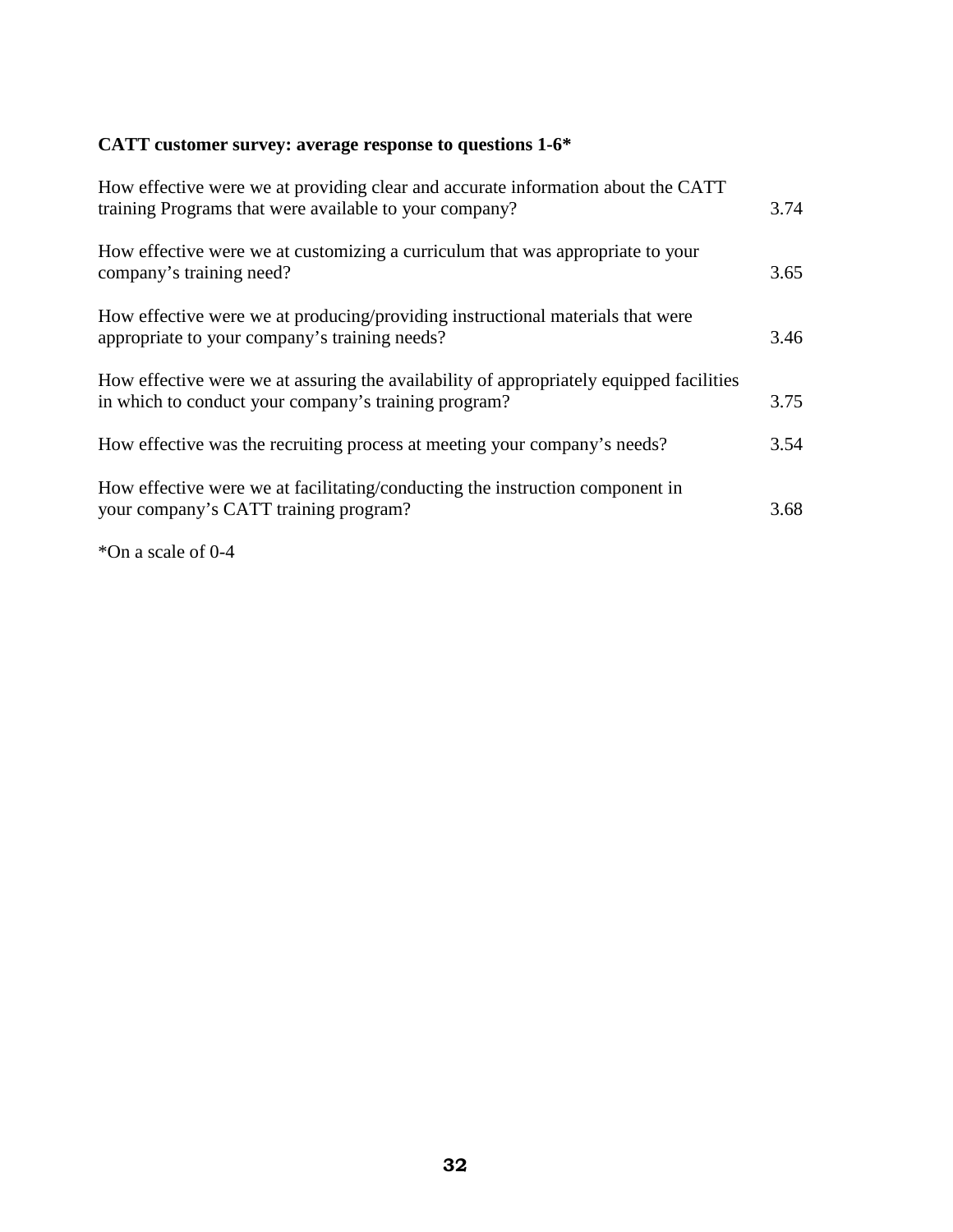**CATT customer survey: average response to questions 1-6***

| | |
|---|---|
| How effective were we at providing clear and accurate information about the CATT training Programs that were available to your company? | 3.74 |
| How effective were we at customizing a curriculum that was appropriate to your company's training need? | 3.65 |
| How effective were we at producing/providing instructional materials that were appropriate to your company's training needs? | 3.46 |
| How effective were we at assuring the availability of appropriately equipped facilities in which to conduct your company's training program? | 3.75 |
| How effective was the recruiting process at meeting your company's needs? | 3.54 |
| How effective were we at facilitating/conducting the instruction component in your company's CATT training program? | 3.68 |

*On a scale of 0-4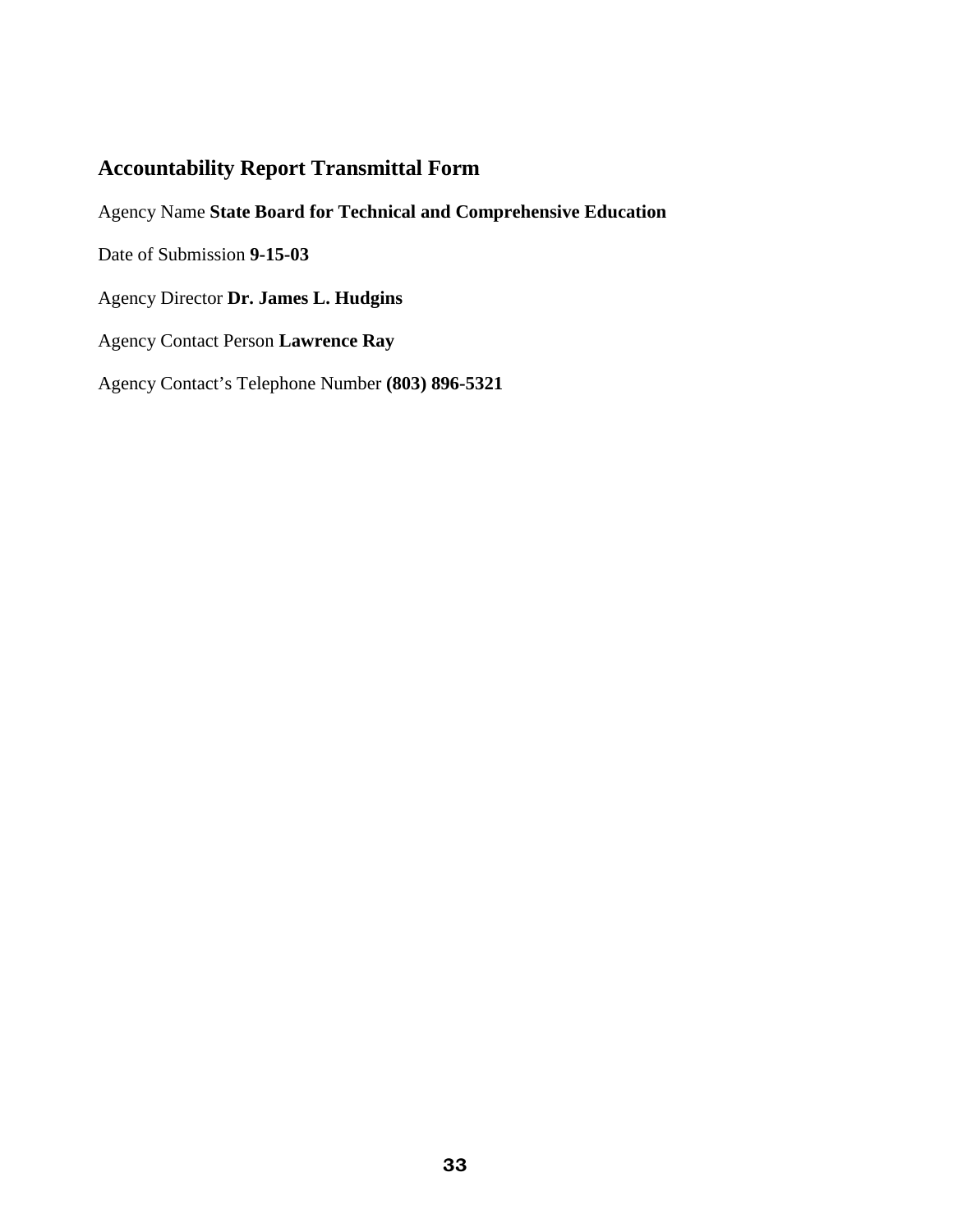## Accountability Report Transmittal Form

Agency Name **State Board for Technical and Comprehensive Education**

Date of Submission **9-15-03**

Agency Director **Dr. James L. Hudgins**

Agency Contact Person **Lawrence Ray**

Agency Contact's Telephone Number **(803) 896-5321**